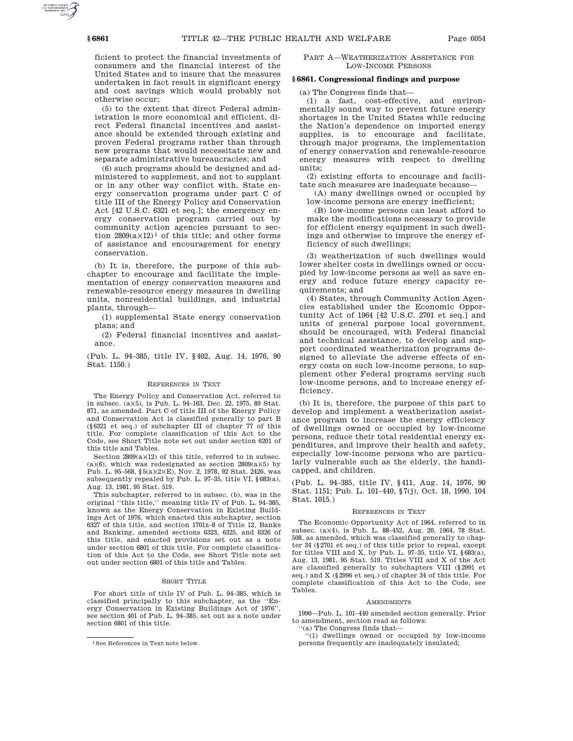ficient to protect the financial investments of consumers and the financial interest of the United States and to insure that the measures undertaken in fact result in significant energy and cost savings which would probably not otherwise occur;

(5) to the extent that direct Federal administration is more economical and efficient, direct Federal financial incentives and assistance should be extended through existing and proven Federal programs rather than through new programs that would necessitate new and separate administrative bureaucracies; and

(6) such programs should be designed and administered to supplement, and not to supplant or in any other way conflict with, State energy conservation programs under part C of title III of the Energy Policy and Conservation Act [42 U.S.C. 6321 et seq.]; the emergency energy conservation program carried out by community action agencies pursuant to section 2809(a)(12)[1] of this title; and other forms of assistance and encouragement for energy conservation.

(b) It is, therefore, the purpose of this subchapter to encourage and facilitate the implementation of energy conservation measures and renewable-resource energy measures in dwelling units, nonresidential buildings, and industrial plants, through—

(1) supplemental State energy conservation plans; and

(2) Federal financial incentives and assistance.

(Pub. L. 94–385, title IV, §402, Aug. 14, 1976, 90 Stat. 1150.)

REFERENCES IN TEXT

The Energy Policy and Conservation Act, referred to in subsec. (a)(5), is Pub. L. 94–163, Dec. 22, 1975, 89 Stat. 871, as amended. Part C of title III of the Energy Policy and Conservation Act is classified generally to part B (§6321 et seq.) of subchapter III of chapter 77 of this title. For complete classification of this Act to the Code, see Short Title note set out under section 6201 of this title and Tables.

Section 2809(a)(12) of this title, referred to in subsec. (a)(6), which was redesignated as section 2809(a)(5) by Pub. L. 95–568, §5(a)(2)(E), Nov. 2, 1978, 92 Stat. 2426, was subsequently repealed by Pub. L. 97–35, title VI, §683(a), Aug. 13, 1981, 95 Stat. 519.

This subchapter, referred to in subsec. (b), was in the original "this title," meaning title IV of Pub. L. 94–385, known as the Energy Conservation in Existing Buildings Act of 1976, which enacted this subchapter, section 6327 of this title, and section 1701z–8 of Title 12, Banks and Banking, amended sections 6323, 6325, and 6326 of this title, and enacted provisions set out as a note under section 6801 of this title. For complete classification of this Act to the Code, see Short Title note set out under section 6801 of this title and Tables.

SHORT TITLE

For short title of title IV of Pub. L. 94–385, which is classified principally to this subchapter, as the "Energy Conservation in Existing Buildings Act of 1976", see section 401 of Pub. L. 94–385, set out as a note under section 6801 of this title.

[1] See References in Text note below.

PART A—WEATHERIZATION ASSISTANCE FOR LOW-INCOME PERSONS

### §6861. Congressional findings and purpose

(a) The Congress finds that—

(1) a fast, cost-effective, and environmentally sound way to prevent future energy shortages in the United States while reducing the Nation's dependence on imported energy supplies, is to encourage and facilitate, through major programs, the implementation of energy conservation and renewable-resource energy measures with respect to dwelling units;

(2) existing efforts to encourage and facilitate such measures are inadequate because—

(A) many dwellings owned or occupied by low-income persons are energy inefficient;

(B) low-income persons can least afford to make the modifications necessary to provide for efficient energy equipment in such dwellings and otherwise to improve the energy efficiency of such dwellings;

(3) weatherization of such dwellings would lower shelter costs in dwellings owned or occupied by low-income persons as well as save energy and reduce future energy capacity requirements; and

(4) States, through Community Action Agencies established under the Economic Opportunity Act of 1964 [42 U.S.C. 2701 et seq.] and units of general purpose local government, should be encouraged, with Federal financial and technical assistance, to develop and support coordinated weatherization programs designed to alleviate the adverse effects of energy costs on such low-income persons, to supplement other Federal programs serving such low-income persons, and to increase energy efficiency.

(b) It is, therefore, the purpose of this part to develop and implement a weatherization assistance program to increase the energy efficiency of dwellings owned or occupied by low-income persons, reduce their total residential energy expenditures, and improve their health and safety, especially low-income persons who are particularly vulnerable such as the elderly, the handicapped, and children.

(Pub. L. 94–385, title IV, §411, Aug. 14, 1976, 90 Stat. 1151; Pub. L. 101–440, §7(j), Oct. 18, 1990, 104 Stat. 1015.)

REFERENCES IN TEXT

The Economic Opportunity Act of 1964, referred to in subsec. (a)(4), is Pub. L. 88–452, Aug. 20, 1964, 78 Stat. 508, as amended, which was classified generally to chapter 34 (§2701 et seq.) of this title prior to repeal, except for titles VIII and X, by Pub. L. 97–35, title VI, §683(a), Aug. 13, 1981, 95 Stat. 519. Titles VIII and X of the Act are classified generally to subchapters VIII (§2991 et seq.) and X (§2996 et seq.) of chapter 34 of this title. For complete classification of this Act to the Code, see Tables.

AMENDMENTS

1990—Pub. L. 101–440 amended section generally. Prior to amendment, section read as follows:

"(a) The Congress finds that—

"(1) dwellings owned or occupied by low-income persons frequently are inadequately insulated;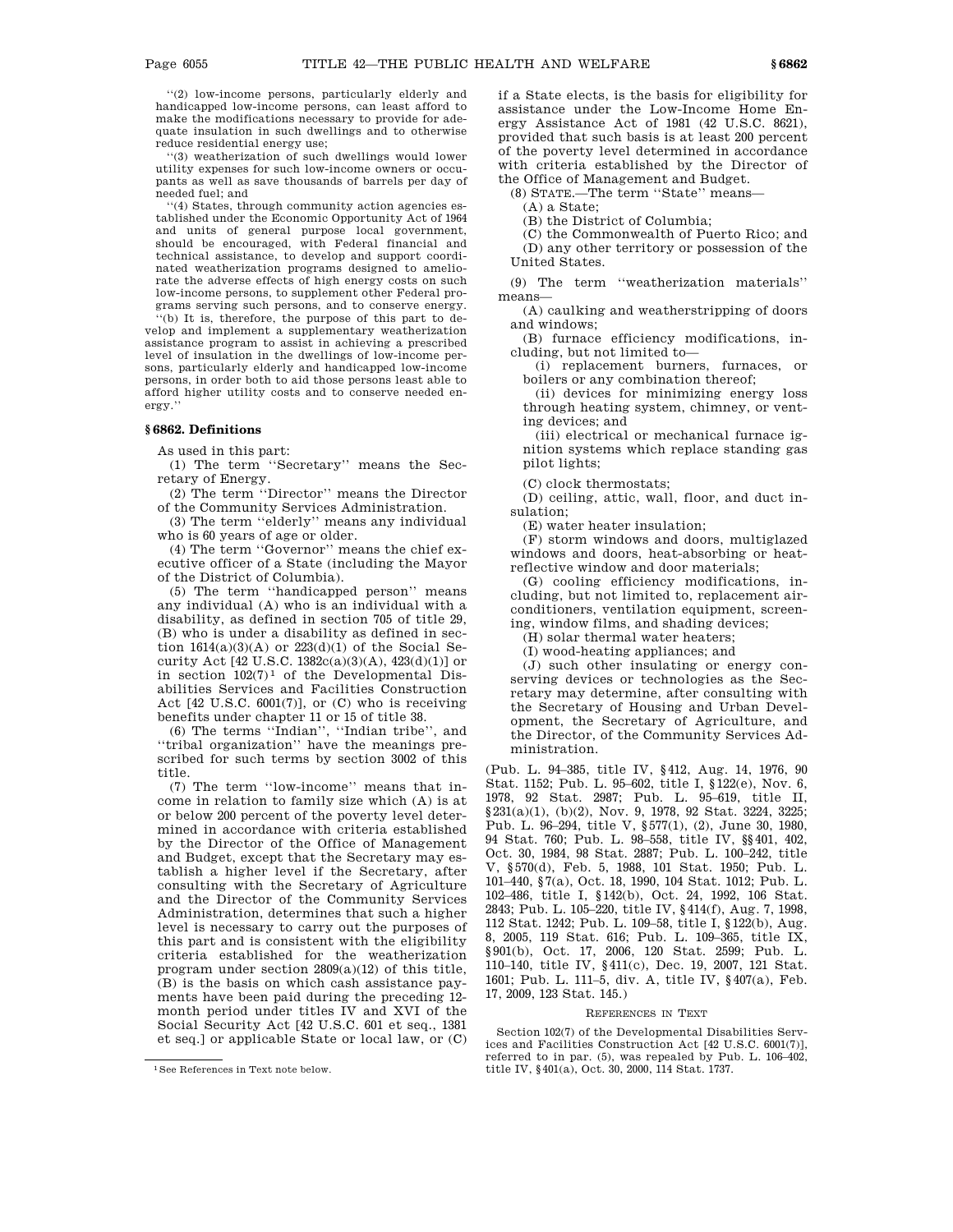"(2) low-income persons, particularly elderly and handicapped low-income persons, can least afford to make the modifications necessary to provide for adequate insulation in such dwellings and to otherwise reduce residential energy use;

"(3) weatherization of such dwellings would lower utility expenses for such low-income owners or occupants as well as save thousands of barrels per day of needed fuel; and

"(4) States, through community action agencies established under the Economic Opportunity Act of 1964 and units of general purpose local government, should be encouraged, with Federal financial and technical assistance, to develop and support coordinated weatherization programs designed to ameliorate the adverse effects of high energy costs on such low-income persons, to supplement other Federal programs serving such persons, and to conserve energy.

"(b) It is, therefore, the purpose of this part to develop and implement a supplementary weatherization assistance program to assist in achieving a prescribed level of insulation in the dwellings of low-income persons, particularly elderly and handicapped low-income persons, in order both to aid those persons least able to afford higher utility costs and to conserve needed energy."

### § 6862. Definitions

As used in this part:

(1) The term "Secretary" means the Secretary of Energy.

(2) The term "Director" means the Director of the Community Services Administration.

(3) The term "elderly" means any individual who is 60 years of age or older.

(4) The term "Governor" means the chief executive officer of a State (including the Mayor of the District of Columbia).

(5) The term "handicapped person" means any individual (A) who is an individual with a disability, as defined in section 705 of title 29, (B) who is under a disability as defined in section 1614(a)(3)(A) or 223(d)(1) of the Social Security Act [42 U.S.C. 1382c(a)(3)(A), 423(d)(1)] or in section 102(7)[1] of the Developmental Disabilities Services and Facilities Construction Act [42 U.S.C. 6001(7)], or (C) who is receiving benefits under chapter 11 or 15 of title 38.

(6) The terms "Indian", "Indian tribe", and "tribal organization" have the meanings prescribed for such terms by section 3002 of this title.

(7) The term "low-income" means that income in relation to family size which (A) is at or below 200 percent of the poverty level determined in accordance with criteria established by the Director of the Office of Management and Budget, except that the Secretary may establish a higher level if the Secretary, after consulting with the Secretary of Agriculture and the Director of the Community Services Administration, determines that such a higher level is necessary to carry out the purposes of this part and is consistent with the eligibility criteria established for the weatherization program under section 2809(a)(12) of this title, (B) is the basis on which cash assistance payments have been paid during the preceding 12-month period under titles IV and XVI of the Social Security Act [42 U.S.C. 601 et seq., 1381 et seq.] or applicable State or local law, or (C) if a State elects, is the basis for eligibility for assistance under the Low-Income Home Energy Assistance Act of 1981 (42 U.S.C. 8621), provided that such basis is at least 200 percent of the poverty level determined in accordance with criteria established by the Director of the Office of Management and Budget.

(8) STATE.—The term "State" means—

(A) a State;

(B) the District of Columbia;

(C) the Commonwealth of Puerto Rico; and

(D) any other territory or possession of the United States.

(9) The term "weatherization materials" means—

(A) caulking and weatherstripping of doors and windows;

(B) furnace efficiency modifications, including, but not limited to—

(i) replacement burners, furnaces, or boilers or any combination thereof;

(ii) devices for minimizing energy loss through heating system, chimney, or venting devices; and

(iii) electrical or mechanical furnace ignition systems which replace standing gas pilot lights;

(C) clock thermostats;

(D) ceiling, attic, wall, floor, and duct insulation;

(E) water heater insulation;

(F) storm windows and doors, multiglazed windows and doors, heat-absorbing or heat-reflective window and door materials;

(G) cooling efficiency modifications, including, but not limited to, replacement air-conditioners, ventilation equipment, screening, window films, and shading devices;

(H) solar thermal water heaters;

(I) wood-heating appliances; and

(J) such other insulating or energy conserving devices or technologies as the Secretary may determine, after consulting with the Secretary of Housing and Urban Development, the Secretary of Agriculture, and the Director, of the Community Services Administration.

(Pub. L. 94–385, title IV, § 412, Aug. 14, 1976, 90 Stat. 1152; Pub. L. 95–602, title I, § 122(e), Nov. 6, 1978, 92 Stat. 2987; Pub. L. 95–619, title II, § 231(a)(1), (b)(2), Nov. 9, 1978, 92 Stat. 3224, 3225; Pub. L. 96–294, title V, § 577(1), (2), June 30, 1980, 94 Stat. 760; Pub. L. 98–558, title IV, §§ 401, 402, Oct. 30, 1984, 98 Stat. 2887; Pub. L. 100–242, title V, § 570(d), Feb. 5, 1988, 101 Stat. 1950; Pub. L. 101–440, § 7(a), Oct. 18, 1990, 104 Stat. 1012; Pub. L. 102–486, title I, § 142(b), Oct. 24, 1992, 106 Stat. 2843; Pub. L. 105–220, title IV, § 414(f), Aug. 7, 1998, 112 Stat. 1242; Pub. L. 109–58, title I, § 122(b), Aug. 8, 2005, 119 Stat. 616; Pub. L. 109–365, title IX, § 901(b), Oct. 17, 2006, 120 Stat. 2599; Pub. L. 110–140, title IV, § 411(c), Dec. 19, 2007, 121 Stat. 1601; Pub. L. 111–5, div. A, title IV, § 407(a), Feb. 17, 2009, 123 Stat. 145.)

REFERENCES IN TEXT

Section 102(7) of the Developmental Disabilities Services and Facilities Construction Act [42 U.S.C. 6001(7)], referred to in par. (5), was repealed by Pub. L. 106–402, title IV, § 401(a), Oct. 30, 2000, 114 Stat. 1737.

[1] See References in Text note below.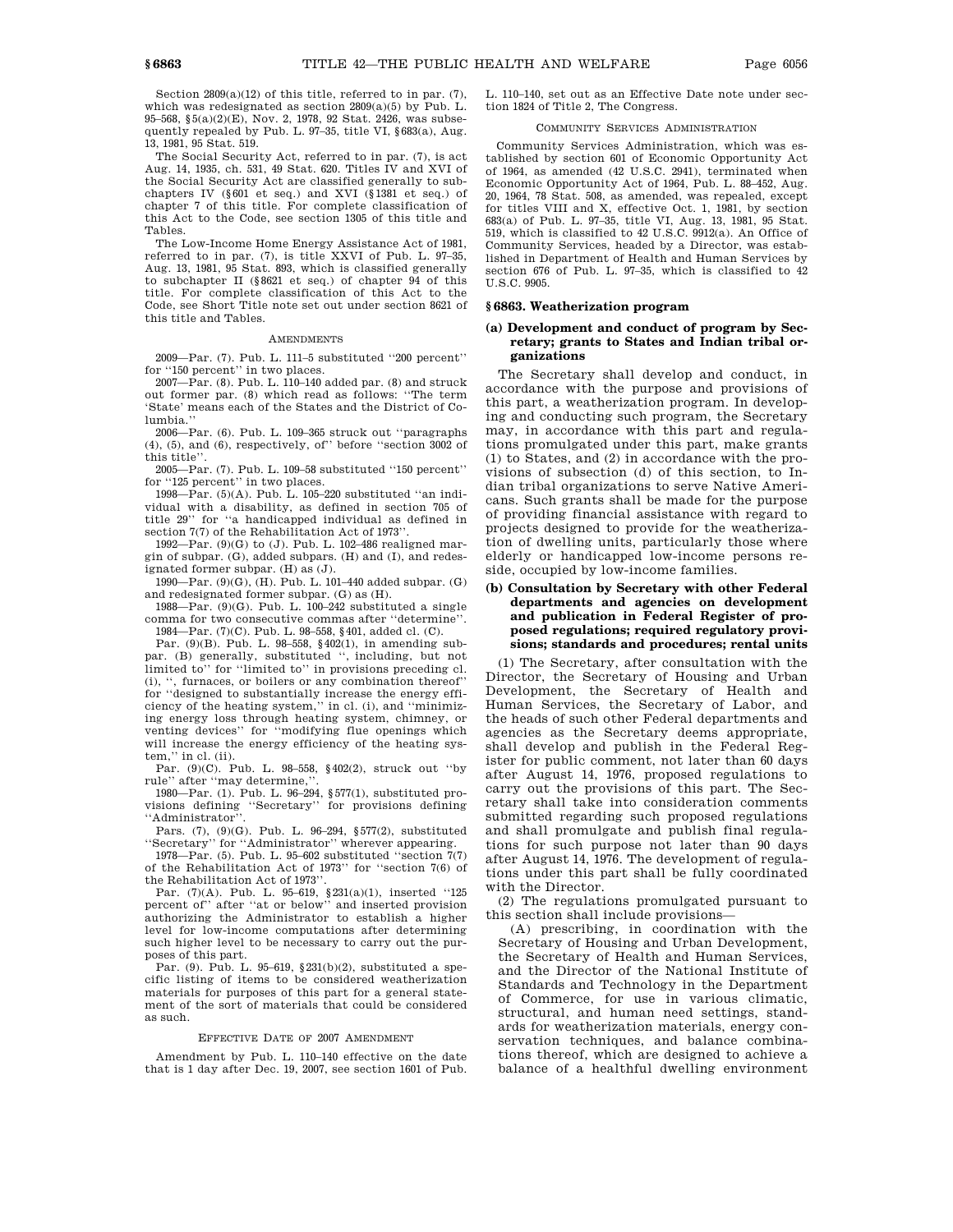Section 2809(a)(12) of this title, referred to in par. (7), which was redesignated as section 2809(a)(5) by Pub. L. 95–568, §5(a)(2)(E), Nov. 2, 1978, 92 Stat. 2426, was subsequently repealed by Pub. L. 97–35, title VI, §683(a), Aug. 13, 1981, 95 Stat. 519.

The Social Security Act, referred to in par. (7), is act Aug. 14, 1935, ch. 531, 49 Stat. 620. Titles IV and XVI of the Social Security Act are classified generally to subchapters IV (§601 et seq.) and XVI (§1381 et seq.) of chapter 7 of this title. For complete classification of this Act to the Code, see section 1305 of this title and Tables.

The Low-Income Home Energy Assistance Act of 1981, referred to in par. (7), is title XXVI of Pub. L. 97–35, Aug. 13, 1981, 95 Stat. 893, which is classified generally to subchapter II (§8621 et seq.) of chapter 94 of this title. For complete classification of this Act to the Code, see Short Title note set out under section 8621 of this title and Tables.

AMENDMENTS

2009—Par. (7). Pub. L. 111–5 substituted ''200 percent'' for ''150 percent'' in two places.

2007—Par. (8). Pub. L. 110–140 added par. (8) and struck out former par. (8) which read as follows: ''The term 'State' means each of the States and the District of Columbia.''

2006—Par. (6). Pub. L. 109–365 struck out ''paragraphs (4), (5), and (6), respectively, of'' before ''section 3002 of this title''.

2005—Par. (7). Pub. L. 109–58 substituted ''150 percent'' for ''125 percent'' in two places.

1998—Par. (5)(A). Pub. L. 105–220 substituted ''an individual with a disability, as defined in section 705 of title 29'' for ''a handicapped individual as defined in section 7(7) of the Rehabilitation Act of 1973''.

1992—Par. (9)(G) to (J). Pub. L. 102–486 realigned margin of subpar. (G), added subpars. (H) and (I), and redesignated former subpar. (H) as (J).

1990—Par. (9)(G), (H). Pub. L. 101–440 added subpar. (G) and redesignated former subpar. (G) as (H).

1988—Par. (9)(G). Pub. L. 100–242 substituted a single comma for two consecutive commas after ''determine''.

1984—Par. (7)(C). Pub. L. 98–558, §401, added cl. (C).

Par. (9)(B). Pub. L. 98–558, §402(1), in amending subpar. (B) generally, substituted '', including, but not limited to'' for ''limited to'' in provisions preceding cl. (i), '', furnaces, or boilers or any combination thereof'' for ''designed to substantially increase the energy efficiency of the heating system,'' in cl. (i), and ''minimizing energy loss through heating system, chimney, or venting devices'' for ''modifying flue openings which will increase the energy efficiency of the heating system,'' in cl. (ii).

Par. (9)(C). Pub. L. 98–558, §402(2), struck out ''by rule'' after ''may determine,''.

1980—Par. (1). Pub. L. 96–294, §577(1), substituted provisions defining ''Secretary'' for provisions defining ''Administrator''.

Pars. (7), (9)(G). Pub. L. 96–294, §577(2), substituted ''Secretary'' for ''Administrator'' wherever appearing.

1978—Par. (5). Pub. L. 95–602 substituted ''section 7(7) of the Rehabilitation Act of 1973'' for ''section 7(6) of the Rehabilitation Act of 1973''.

Par. (7)(A). Pub. L. 95–619, §231(a)(1), inserted ''125 percent of'' after ''at or below'' and inserted provision authorizing the Administrator to establish a higher level for low-income computations after determining such higher level to be necessary to carry out the purposes of this part.

Par. (9). Pub. L. 95–619, §231(b)(2), substituted a specific listing of items to be considered weatherization materials for purposes of this part for a general statement of the sort of materials that could be considered as such.

EFFECTIVE DATE OF 2007 AMENDMENT

Amendment by Pub. L. 110–140 effective on the date that is 1 day after Dec. 19, 2007, see section 1601 of Pub. L. 110–140, set out as an Effective Date note under section 1824 of Title 2, The Congress.

COMMUNITY SERVICES ADMINISTRATION

Community Services Administration, which was established by section 601 of Economic Opportunity Act of 1964, as amended (42 U.S.C. 2941), terminated when Economic Opportunity Act of 1964, Pub. L. 88–452, Aug. 20, 1964, 78 Stat. 508, as amended, was repealed, except for titles VIII and X, effective Oct. 1, 1981, by section 683(a) of Pub. L. 97–35, title VI, Aug. 13, 1981, 95 Stat. 519, which is classified to 42 U.S.C. 9912(a). An Office of Community Services, headed by a Director, was established in Department of Health and Human Services by section 676 of Pub. L. 97–35, which is classified to 42 U.S.C. 9905.

## §6863. Weatherization program

### (a) Development and conduct of program by Secretary; grants to States and Indian tribal organizations

The Secretary shall develop and conduct, in accordance with the purpose and provisions of this part, a weatherization program. In developing and conducting such program, the Secretary may, in accordance with this part and regulations promulgated under this part, make grants (1) to States, and (2) in accordance with the provisions of subsection (d) of this section, to Indian tribal organizations to serve Native Americans. Such grants shall be made for the purpose of providing financial assistance with regard to projects designed to provide for the weatherization of dwelling units, particularly those where elderly or handicapped low-income persons reside, occupied by low-income families.

### (b) Consultation by Secretary with other Federal departments and agencies on development and publication in Federal Register of proposed regulations; required regulatory provisions; standards and procedures; rental units

(1) The Secretary, after consultation with the Director, the Secretary of Housing and Urban Development, the Secretary of Health and Human Services, the Secretary of Labor, and the heads of such other Federal departments and agencies as the Secretary deems appropriate, shall develop and publish in the Federal Register for public comment, not later than 60 days after August 14, 1976, proposed regulations to carry out the provisions of this part. The Secretary shall take into consideration comments submitted regarding such proposed regulations and shall promulgate and publish final regulations for such purpose not later than 90 days after August 14, 1976. The development of regulations under this part shall be fully coordinated with the Director.

(2) The regulations promulgated pursuant to this section shall include provisions—

(A) prescribing, in coordination with the Secretary of Housing and Urban Development, the Secretary of Health and Human Services, and the Director of the National Institute of Standards and Technology in the Department of Commerce, for use in various climatic, structural, and human need settings, standards for weatherization materials, energy conservation techniques, and balance combinations thereof, which are designed to achieve a balance of a healthful dwelling environment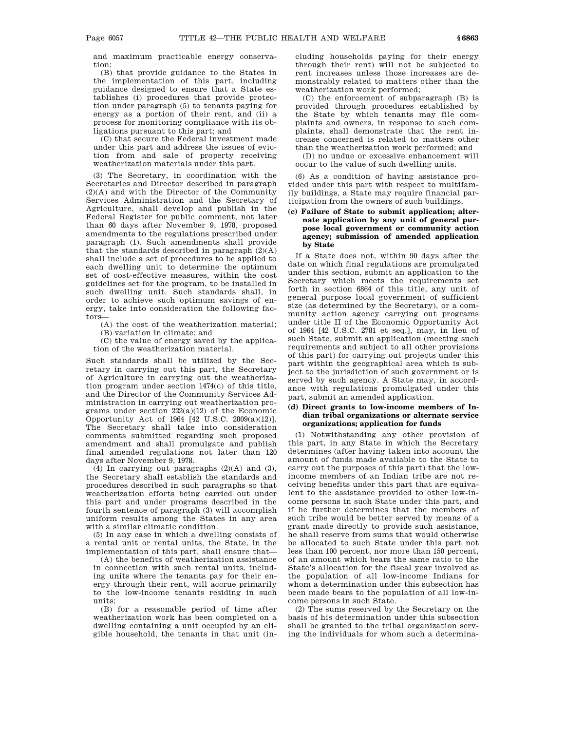and maximum practicable energy conservation;

(B) that provide guidance to the States in the implementation of this part, including guidance designed to ensure that a State establishes (i) procedures that provide protection under paragraph (5) to tenants paying for energy as a portion of their rent, and (ii) a process for monitoring compliance with its obligations pursuant to this part; and

(C) that secure the Federal investment made under this part and address the issues of eviction from and sale of property receiving weatherization materials under this part.

(3) The Secretary, in coordination with the Secretaries and Director described in paragraph (2)(A) and with the Director of the Community Services Administration and the Secretary of Agriculture, shall develop and publish in the Federal Register for public comment, not later than 60 days after November 9, 1978, proposed amendments to the regulations prescribed under paragraph (1). Such amendments shall provide that the standards described in paragraph (2)(A) shall include a set of procedures to be applied to each dwelling unit to determine the optimum set of cost-effective measures, within the cost guidelines set for the program, to be installed in such dwelling unit. Such standards shall, in order to achieve such optimum savings of energy, take into consideration the following factors—

(A) the cost of the weatherization material;

(B) variation in climate; and

(C) the value of energy saved by the application of the weatherization material.

Such standards shall be utilized by the Secretary in carrying out this part, the Secretary of Agriculture in carrying out the weatherization program under section 1474(c) of this title, and the Director of the Community Services Administration in carrying out weatherization programs under section 222(a)(12) of the Economic Opportunity Act of 1964 [42 U.S.C. 2809(a)(12)]. The Secretary shall take into consideration comments submitted regarding such proposed amendment and shall promulgate and publish final amended regulations not later than 120 days after November 9, 1978.

(4) In carrying out paragraphs (2)(A) and (3), the Secretary shall establish the standards and procedures described in such paragraphs so that weatherization efforts being carried out under this part and under programs described in the fourth sentence of paragraph (3) will accomplish uniform results among the States in any area with a similar climatic condition.

(5) In any case in which a dwelling consists of a rental unit or rental units, the State, in the implementation of this part, shall ensure that—

(A) the benefits of weatherization assistance in connection with such rental units, including units where the tenants pay for their energy through their rent, will accrue primarily to the low-income tenants residing in such units;

(B) for a reasonable period of time after weatherization work has been completed on a dwelling containing a unit occupied by an eligible household, the tenants in that unit (including households paying for their energy through their rent) will not be subjected to rent increases unless those increases are demonstrably related to matters other than the weatherization work performed;

(C) the enforcement of subparagraph (B) is provided through procedures established by the State by which tenants may file complaints and owners, in response to such complaints, shall demonstrate that the rent increase concerned is related to matters other than the weatherization work performed; and

(D) no undue or excessive enhancement will occur to the value of such dwelling units.

(6) As a condition of having assistance provided under this part with respect to multifamily buildings, a State may require financial participation from the owners of such buildings.

#### (c) Failure of State to submit application; alternate application by any unit of general purpose local government or community action agency; submission of amended application by State

If a State does not, within 90 days after the date on which final regulations are promulgated under this section, submit an application to the Secretary which meets the requirements set forth in section 6864 of this title, any unit of general purpose local government of sufficient size (as determined by the Secretary), or a community action agency carrying out programs under title II of the Economic Opportunity Act of 1964 [42 U.S.C. 2781 et seq.], may, in lieu of such State, submit an application (meeting such requirements and subject to all other provisions of this part) for carrying out projects under this part within the geographical area which is subject to the jurisdiction of such government or is served by such agency. A State may, in accordance with regulations promulgated under this part, submit an amended application.

#### (d) Direct grants to low-income members of Indian tribal organizations or alternate service organizations; application for funds

(1) Notwithstanding any other provision of this part, in any State in which the Secretary determines (after having taken into account the amount of funds made available to the State to carry out the purposes of this part) that the low-income members of an Indian tribe are not receiving benefits under this part that are equivalent to the assistance provided to other low-income persons in such State under this part, and if he further determines that the members of such tribe would be better served by means of a grant made directly to provide such assistance, he shall reserve from sums that would otherwise be allocated to such State under this part not less than 100 percent, nor more than 150 percent, of an amount which bears the same ratio to the State's allocation for the fiscal year involved as the population of all low-income Indians for whom a determination under this subsection has been made bears to the population of all low-income persons in such State.

(2) The sums reserved by the Secretary on the basis of his determination under this subsection shall be granted to the tribal organization serving the individuals for whom such a determina-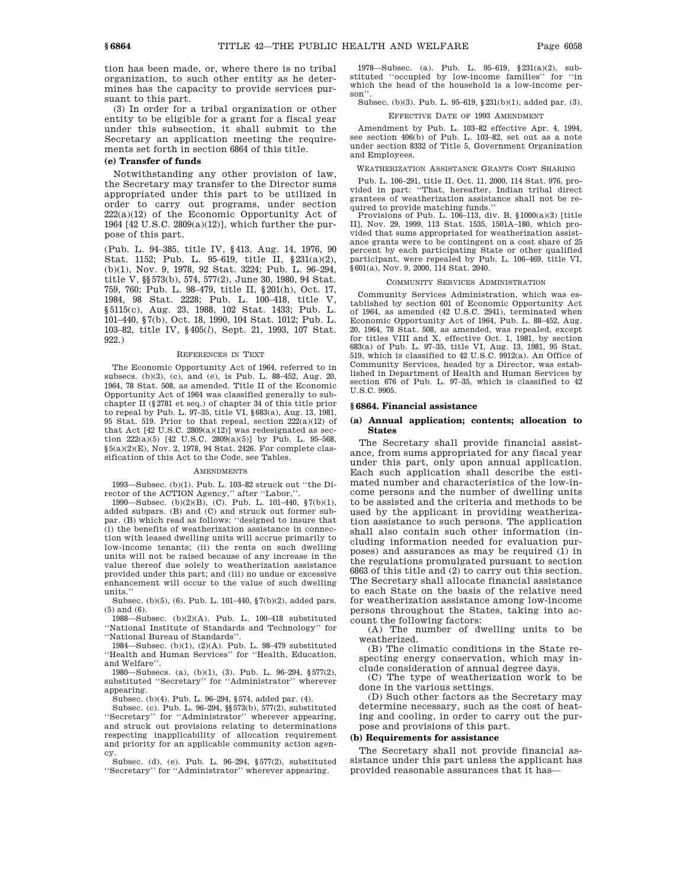tion has been made, or, where there is no tribal organization, to such other entity as he determines has the capacity to provide services pursuant to this part.

(3) In order for a tribal organization or other entity to be eligible for a grant for a fiscal year under this subsection, it shall submit to the Secretary an application meeting the requirements set forth in section 6864 of this title.

**(e) Transfer of funds**

Notwithstanding any other provision of law, the Secretary may transfer to the Director sums appropriated under this part to be utilized in order to carry out programs, under section 222(a)(12) of the Economic Opportunity Act of 1964 [42 U.S.C. 2809(a)(12)], which further the purpose of this part.

(Pub. L. 94–385, title IV, §413, Aug. 14, 1976, 90 Stat. 1152; Pub. L. 95–619, title II, §231(a)(2), (b)(1), Nov. 9, 1978, 92 Stat. 3224; Pub. L. 96–294, title V, §§573(b), 574, 577(2), June 30, 1980, 94 Stat. 759, 760; Pub. L. 98–479, title II, §201(h), Oct. 17, 1984, 98 Stat. 2228; Pub. L. 100–418, title V, §5115(c), Aug. 23, 1988, 102 Stat. 1433; Pub. L. 101–440, §7(b), Oct. 18, 1990, 104 Stat. 1012; Pub. L. 103–82, title IV, §405(*l*), Sept. 21, 1993, 107 Stat. 922.)

REFERENCES IN TEXT

The Economic Opportunity Act of 1964, referred to in subsecs. (b)(3), (c), and (e), is Pub. L. 88–452, Aug. 20, 1964, 78 Stat. 508, as amended. Title II of the Economic Opportunity Act of 1964 was classified generally to subchapter II (§2781 et seq.) of chapter 34 of this title prior to repeal by Pub. L. 97–35, title VI, §683(a), Aug. 13, 1981, 95 Stat. 519. Prior to that repeal, section 222(a)(12) of that Act [42 U.S.C. 2809(a)(12)] was redesignated as section 222(a)(5) [42 U.S.C. 2809(a)(5)] by Pub. L. 95–568, §5(a)(2)(E), Nov. 2, 1978, 94 Stat. 2426. For complete classification of this Act to the Code, see Tables.

AMENDMENTS

1993—Subsec. (b)(1). Pub. L. 103–82 struck out "the Director of the ACTION Agency," after "Labor,".

1990—Subsec. (b)(2)(B), (C). Pub. L. 101–440, §7(b)(1), added subpars. (B) and (C) and struck out former subpar. (B) which read as follows: "designed to insure that (i) the benefits of weatherization assistance in connection with leased dwelling units will accrue primarily to low-income tenants; (ii) the rents on such dwelling units will not be raised because of any increase in the value thereof due solely to weatherization assistance provided under this part; and (iii) no undue or excessive enhancement will occur to the value of such dwelling units."

Subsec. (b)(5), (6). Pub. L. 101–440, §7(b)(2), added pars. (5) and (6).

1988—Subsec. (b)(2)(A). Pub. L. 100–418 substituted "National Institute of Standards and Technology" for "National Bureau of Standards".

1984—Subsec. (b)(1), (2)(A). Pub. L. 98–479 substituted "Health and Human Services" for "Health, Education, and Welfare".

1980—Subsecs. (a), (b)(1), (3). Pub. L. 96–294, §577(2), substituted "Secretary" for "Administrator" wherever appearing.

Subsec. (b)(4). Pub. L. 96–294, §574, added par. (4).

Subsec. (c). Pub. L. 96–294, §§573(b), 577(2), substituted "Secretary" for "Administrator" wherever appearing, and struck out provisions relating to determinations respecting inapplicability of allocation requirement and priority for an applicable community action agency.

Subsec. (d), (e). Pub. L. 96–294, §577(2), substituted "Secretary" for "Administrator" wherever appearing.

1978—Subsec. (a). Pub. L. 95–619, §231(a)(2), substituted "occupied by low-income families" for "in which the head of the household is a low-income person".

Subsec. (b)(3). Pub. L. 95–619, §231(b)(1), added par. (3).

EFFECTIVE DATE OF 1993 AMENDMENT

Amendment by Pub. L. 103–82 effective Apr. 4, 1994, see section 406(b) of Pub. L. 103–82, set out as a note under section 8332 of Title 5, Government Organization and Employees.

WEATHERIZATION ASSISTANCE GRANTS COST SHARING

Pub. L. 106–291, title II, Oct. 11, 2000, 114 Stat. 976, provided in part: "That, hereafter, Indian tribal direct grantees of weatherization assistance shall not be required to provide matching funds."

Provisions of Pub. L. 106–113, div. B, §1000(a)(3) [title II], Nov. 29, 1999, 113 Stat. 1535, 1501A–180, which provided that sums appropriated for weatherization assistance grants were to be contingent on a cost share of 25 percent by each participating State or other qualified participant, were repealed by Pub. L. 106–469, title VI, §601(a), Nov. 9, 2000, 114 Stat. 2040.

COMMUNITY SERVICES ADMINISTRATION

Community Services Administration, which was established by section 601 of Economic Opportunity Act of 1964, as amended (42 U.S.C. 2941), terminated when Economic Opportunity Act of 1964, Pub. L. 88–452, Aug. 20, 1964, 78 Stat. 508, as amended, was repealed, except for titles VIII and X, effective Oct. 1, 1981, by section 683(a) of Pub. L. 97–35, title VI, Aug. 13, 1981, 95 Stat. 519, which is classified to 42 U.S.C. 9912(a). An Office of Community Services, headed by a Director, was established in Department of Health and Human Services by section 676 of Pub. L. 97–35, which is classified to 42 U.S.C. 9905.

## § 6864. Financial assistance

**(a) Annual application; contents; allocation to States**

The Secretary shall provide financial assistance, from sums appropriated for any fiscal year under this part, only upon annual application. Each such application shall describe the estimated number and characteristics of the low-income persons and the number of dwelling units to be assisted and the criteria and methods to be used by the applicant in providing weatherization assistance to such persons. The application shall also contain such other information (including information needed for evaluation purposes) and assurances as may be required (1) in the regulations promulgated pursuant to section 6863 of this title and (2) to carry out this section. The Secretary shall allocate financial assistance to each State on the basis of the relative need for weatherization assistance among low-income persons throughout the States, taking into account the following factors:

(A) The number of dwelling units to be weatherized.

(B) The climatic conditions in the State respecting energy conservation, which may include consideration of annual degree days.

(C) The type of weatherization work to be done in the various settings.

(D) Such other factors as the Secretary may determine necessary, such as the cost of heating and cooling, in order to carry out the purpose and provisions of this part.

**(b) Requirements for assistance**

The Secretary shall not provide financial assistance under this part unless the applicant has provided reasonable assurances that it has—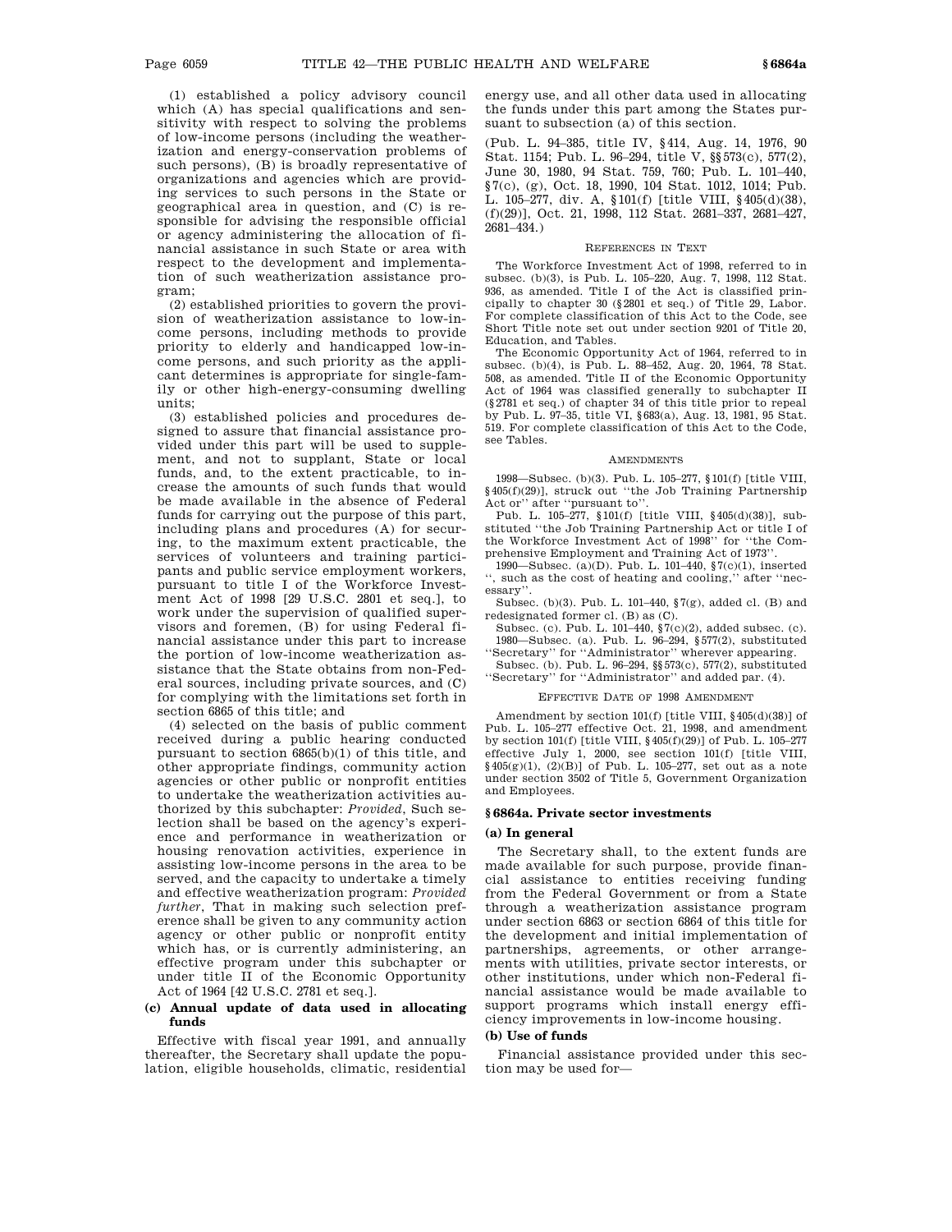(1) established a policy advisory council which (A) has special qualifications and sensitivity with respect to solving the problems of low-income persons (including the weatherization and energy-conservation problems of such persons), (B) is broadly representative of organizations and agencies which are providing services to such persons in the State or geographical area in question, and (C) is responsible for advising the responsible official or agency administering the allocation of financial assistance in such State or area with respect to the development and implementation of such weatherization assistance program;

(2) established priorities to govern the provision of weatherization assistance to low-income persons, including methods to provide priority to elderly and handicapped low-income persons, and such priority as the applicant determines is appropriate for single-family or other high-energy-consuming dwelling units;

(3) established policies and procedures designed to assure that financial assistance provided under this part will be used to supplement, and not to supplant, State or local funds, and, to the extent practicable, to increase the amounts of such funds that would be made available in the absence of Federal funds for carrying out the purpose of this part, including plans and procedures (A) for securing, to the maximum extent practicable, the services of volunteers and training participants and public service employment workers, pursuant to title I of the Workforce Investment Act of 1998 [29 U.S.C. 2801 et seq.], to work under the supervision of qualified supervisors and foremen, (B) for using Federal financial assistance under this part to increase the portion of low-income weatherization assistance that the State obtains from non-Federal sources, including private sources, and (C) for complying with the limitations set forth in section 6865 of this title; and

(4) selected on the basis of public comment received during a public hearing conducted pursuant to section 6865(b)(1) of this title, and other appropriate findings, community action agencies or other public or nonprofit entities to undertake the weatherization activities authorized by this subchapter: *Provided*, Such selection shall be based on the agency's experience and performance in weatherization or housing renovation activities, experience in assisting low-income persons in the area to be served, and the capacity to undertake a timely and effective weatherization program: *Provided further*, That in making such selection preference shall be given to any community action agency or other public or nonprofit entity which has, or is currently administering, an effective program under this subchapter or under title II of the Economic Opportunity Act of 1964 [42 U.S.C. 2781 et seq.].

**(c) Annual update of data used in allocating funds**

Effective with fiscal year 1991, and annually thereafter, the Secretary shall update the population, eligible households, climatic, residential energy use, and all other data used in allocating the funds under this part among the States pursuant to subsection (a) of this section.

(Pub. L. 94–385, title IV, §414, Aug. 14, 1976, 90 Stat. 1154; Pub. L. 96–294, title V, §§573(c), 577(2), June 30, 1980, 94 Stat. 759, 760; Pub. L. 101–440, §7(c), (g), Oct. 18, 1990, 104 Stat. 1012, 1014; Pub. L. 105–277, div. A, §101(f) [title VIII, §405(d)(38), (f)(29)], Oct. 21, 1998, 112 Stat. 2681–337, 2681–427, 2681–434.)

REFERENCES IN TEXT

The Workforce Investment Act of 1998, referred to in subsec. (b)(3), is Pub. L. 105–220, Aug. 7, 1998, 112 Stat. 936, as amended. Title I of the Act is classified principally to chapter 30 (§2801 et seq.) of Title 29, Labor. For complete classification of this Act to the Code, see Short Title note set out under section 9201 of Title 20, Education, and Tables.

The Economic Opportunity Act of 1964, referred to in subsec. (b)(4), is Pub. L. 88–452, Aug. 20, 1964, 78 Stat. 508, as amended. Title II of the Economic Opportunity Act of 1964 was classified generally to subchapter II (§2781 et seq.) of chapter 34 of this title prior to repeal by Pub. L. 97–35, title VI, §683(a), Aug. 13, 1981, 95 Stat. 519. For complete classification of this Act to the Code, see Tables.

AMENDMENTS

1998—Subsec. (b)(3). Pub. L. 105–277, §101(f) [title VIII, §405(f)(29)], struck out "the Job Training Partnership Act or" after "pursuant to".

Pub. L. 105–277, §101(f) [title VIII, §405(d)(38)], substituted "the Job Training Partnership Act or title I of the Workforce Investment Act of 1998" for "the Comprehensive Employment and Training Act of 1973".

1990—Subsec. (a)(D). Pub. L. 101–440, §7(c)(1), inserted ", such as the cost of heating and cooling," after "necessary".

Subsec. (b)(3). Pub. L. 101–440, §7(g), added cl. (B) and redesignated former cl. (B) as (C).

Subsec. (c). Pub. L. 101–440, §7(c)(2), added subsec. (c).

1980—Subsec. (a). Pub. L. 96–294, §577(2), substituted "Secretary" for "Administrator" wherever appearing.

Subsec. (b). Pub. L. 96–294, §§573(c), 577(2), substituted "Secretary" for "Administrator" and added par. (4).

EFFECTIVE DATE OF 1998 AMENDMENT

Amendment by section 101(f) [title VIII, §405(d)(38)] of Pub. L. 105–277 effective Oct. 21, 1998, and amendment by section 101(f) [title VIII, §405(f)(29)] of Pub. L. 105–277 effective July 1, 2000, see section 101(f) [title VIII, §405(g)(1), (2)(B)] of Pub. L. 105–277, set out as a note under section 3502 of Title 5, Government Organization and Employees.

### §6864a. Private sector investments

**(a) In general**

The Secretary shall, to the extent funds are made available for such purpose, provide financial assistance to entities receiving funding from the Federal Government or from a State through a weatherization assistance program under section 6863 or section 6864 of this title for the development and initial implementation of partnerships, agreements, or other arrangements with utilities, private sector interests, or other institutions, under which non-Federal financial assistance would be made available to support programs which install energy efficiency improvements in low-income housing.

**(b) Use of funds**

Financial assistance provided under this section may be used for—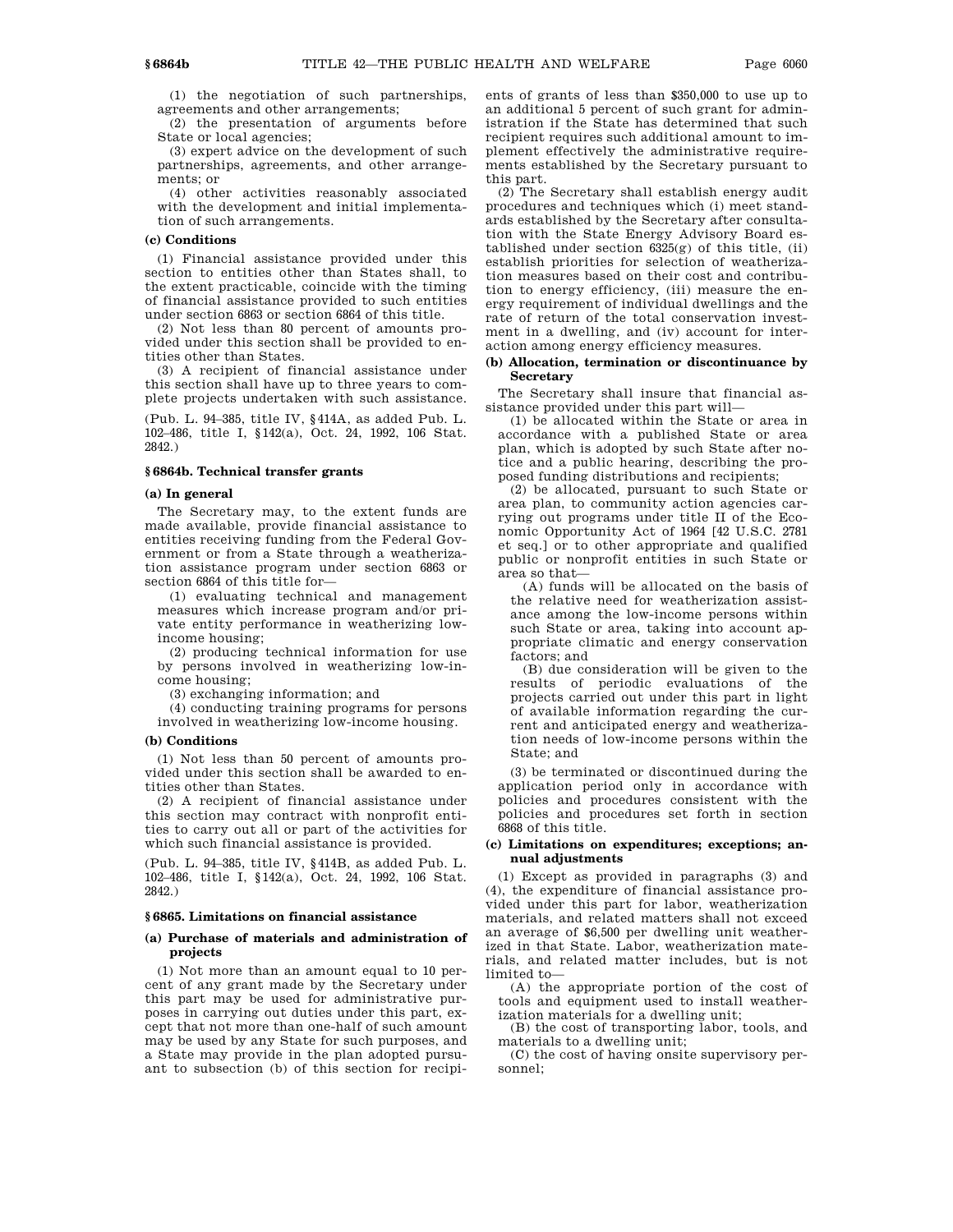(1) the negotiation of such partnerships, agreements and other arrangements;

(2) the presentation of arguments before State or local agencies;

(3) expert advice on the development of such partnerships, agreements, and other arrangements; or

(4) other activities reasonably associated with the development and initial implementation of such arrangements.

**(c) Conditions**

(1) Financial assistance provided under this section to entities other than States shall, to the extent practicable, coincide with the timing of financial assistance provided to such entities under section 6863 or section 6864 of this title.

(2) Not less than 80 percent of amounts provided under this section shall be provided to entities other than States.

(3) A recipient of financial assistance under this section shall have up to three years to complete projects undertaken with such assistance.

(Pub. L. 94–385, title IV, §414A, as added Pub. L. 102–486, title I, §142(a), Oct. 24, 1992, 106 Stat. 2842.)

### §6864b. Technical transfer grants

**(a) In general**

The Secretary may, to the extent funds are made available, provide financial assistance to entities receiving funding from the Federal Government or from a State through a weatherization assistance program under section 6863 or section 6864 of this title for—

(1) evaluating technical and management measures which increase program and/or private entity performance in weatherizing low-income housing;

(2) producing technical information for use by persons involved in weatherizing low-income housing;

(3) exchanging information; and

(4) conducting training programs for persons involved in weatherizing low-income housing.

**(b) Conditions**

(1) Not less than 50 percent of amounts provided under this section shall be awarded to entities other than States.

(2) A recipient of financial assistance under this section may contract with nonprofit entities to carry out all or part of the activities for which such financial assistance is provided.

(Pub. L. 94–385, title IV, §414B, as added Pub. L. 102–486, title I, §142(a), Oct. 24, 1992, 106 Stat. 2842.)

### §6865. Limitations on financial assistance

**(a) Purchase of materials and administration of projects**

(1) Not more than an amount equal to 10 percent of any grant made by the Secretary under this part may be used for administrative purposes in carrying out duties under this part, except that not more than one-half of such amount may be used by any State for such purposes, and a State may provide in the plan adopted pursuant to subsection (b) of this section for recipients of grants of less than $350,000 to use up to an additional 5 percent of such grant for administration if the State has determined that such recipient requires such additional amount to implement effectively the administrative requirements established by the Secretary pursuant to this part.

(2) The Secretary shall establish energy audit procedures and techniques which (i) meet standards established by the Secretary after consultation with the State Energy Advisory Board established under section 6325(g) of this title, (ii) establish priorities for selection of weatherization measures based on their cost and contribution to energy efficiency, (iii) measure the energy requirement of individual dwellings and the rate of return of the total conservation investment in a dwelling, and (iv) account for interaction among energy efficiency measures.

**(b) Allocation, termination or discontinuance by Secretary**

The Secretary shall insure that financial assistance provided under this part will—

(1) be allocated within the State or area in accordance with a published State or area plan, which is adopted by such State after notice and a public hearing, describing the proposed funding distributions and recipients;

(2) be allocated, pursuant to such State or area plan, to community action agencies carrying out programs under title II of the Economic Opportunity Act of 1964 [42 U.S.C. 2781 et seq.] or to other appropriate and qualified public or nonprofit entities in such State or area so that—

(A) funds will be allocated on the basis of the relative need for weatherization assistance among the low-income persons within such State or area, taking into account appropriate climatic and energy conservation factors; and

(B) due consideration will be given to the results of periodic evaluations of the projects carried out under this part in light of available information regarding the current and anticipated energy and weatherization needs of low-income persons within the State; and

(3) be terminated or discontinued during the application period only in accordance with policies and procedures consistent with the policies and procedures set forth in section 6868 of this title.

**(c) Limitations on expenditures; exceptions; annual adjustments**

(1) Except as provided in paragraphs (3) and (4), the expenditure of financial assistance provided under this part for labor, weatherization materials, and related matters shall not exceed an average of $6,500 per dwelling unit weatherized in that State. Labor, weatherization materials, and related matter includes, but is not limited to—

(A) the appropriate portion of the cost of tools and equipment used to install weatherization materials for a dwelling unit;

(B) the cost of transporting labor, tools, and materials to a dwelling unit;

(C) the cost of having onsite supervisory personnel;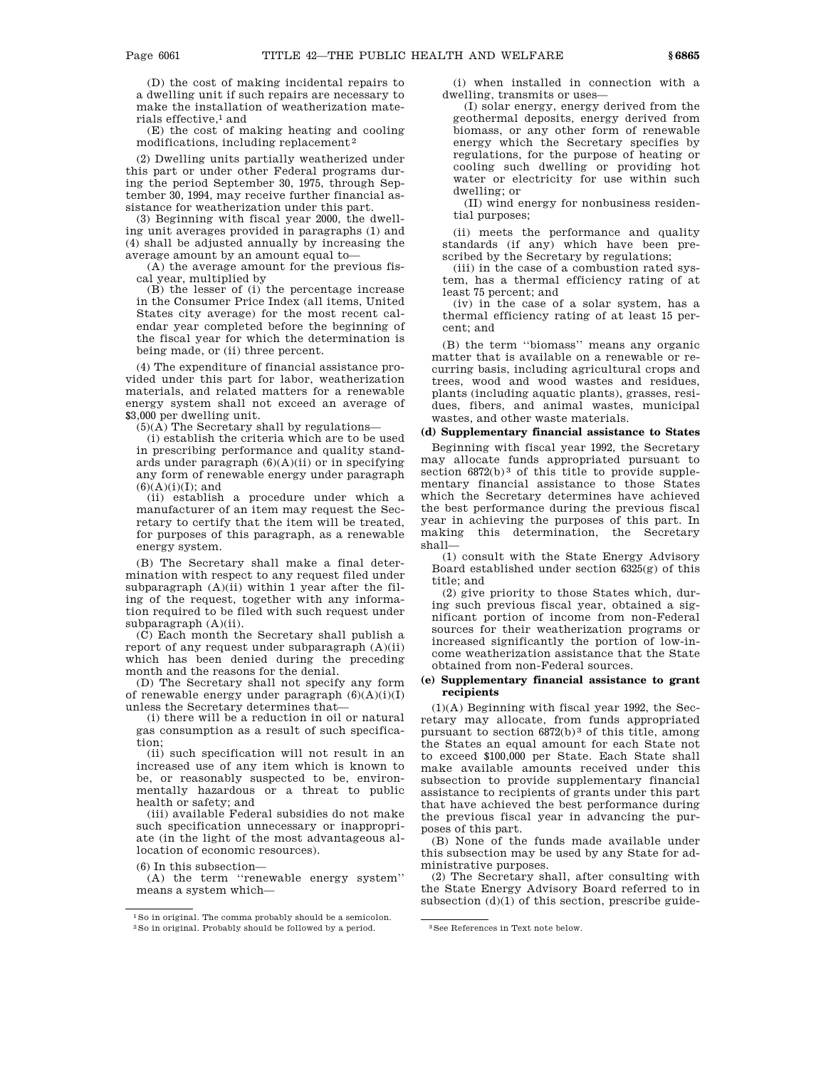(D) the cost of making incidental repairs to a dwelling unit if such repairs are necessary to make the installation of weatherization materials effective,[1] and

(E) the cost of making heating and cooling modifications, including replacement[2]

(2) Dwelling units partially weatherized under this part or under other Federal programs during the period September 30, 1975, through September 30, 1994, may receive further financial assistance for weatherization under this part.

(3) Beginning with fiscal year 2000, the dwelling unit averages provided in paragraphs (1) and (4) shall be adjusted annually by increasing the average amount by an amount equal to—

(A) the average amount for the previous fiscal year, multiplied by

(B) the lesser of (i) the percentage increase in the Consumer Price Index (all items, United States city average) for the most recent calendar year completed before the beginning of the fiscal year for which the determination is being made, or (ii) three percent.

(4) The expenditure of financial assistance provided under this part for labor, weatherization materials, and related matters for a renewable energy system shall not exceed an average of $3,000 per dwelling unit.

(5)(A) The Secretary shall by regulations—

(i) establish the criteria which are to be used in prescribing performance and quality standards under paragraph (6)(A)(ii) or in specifying any form of renewable energy under paragraph (6)(A)(i)(I); and

(ii) establish a procedure under which a manufacturer of an item may request the Secretary to certify that the item will be treated, for purposes of this paragraph, as a renewable energy system.

(B) The Secretary shall make a final determination with respect to any request filed under subparagraph (A)(ii) within 1 year after the filing of the request, together with any information required to be filed with such request under subparagraph (A)(ii).

(C) Each month the Secretary shall publish a report of any request under subparagraph (A)(ii) which has been denied during the preceding month and the reasons for the denial.

(D) The Secretary shall not specify any form of renewable energy under paragraph (6)(A)(i)(I) unless the Secretary determines that—

(i) there will be a reduction in oil or natural gas consumption as a result of such specification;

(ii) such specification will not result in an increased use of any item which is known to be, or reasonably suspected to be, environmentally hazardous or a threat to public health or safety; and

(iii) available Federal subsidies do not make such specification unnecessary or inappropriate (in the light of the most advantageous allocation of economic resources).

(6) In this subsection—

(A) the term "renewable energy system" means a system which—

(i) when installed in connection with a dwelling, transmits or uses—

(I) solar energy, energy derived from the geothermal deposits, energy derived from biomass, or any other form of renewable energy which the Secretary specifies by regulations, for the purpose of heating or cooling such dwelling or providing hot water or electricity for use within such dwelling; or

(II) wind energy for nonbusiness residential purposes;

(ii) meets the performance and quality standards (if any) which have been prescribed by the Secretary by regulations;

(iii) in the case of a combustion rated system, has a thermal efficiency rating of at least 75 percent; and

(iv) in the case of a solar system, has a thermal efficiency rating of at least 15 percent; and

(B) the term "biomass" means any organic matter that is available on a renewable or recurring basis, including agricultural crops and trees, wood and wood wastes and residues, plants (including aquatic plants), grasses, residues, fibers, and animal wastes, municipal wastes, and other waste materials.

**(d) Supplementary financial assistance to States**

Beginning with fiscal year 1992, the Secretary may allocate funds appropriated pursuant to section 6872(b)[3] of this title to provide supplementary financial assistance to those States which the Secretary determines have achieved the best performance during the previous fiscal year in achieving the purposes of this part. In making this determination, the Secretary shall—

(1) consult with the State Energy Advisory Board established under section 6325(g) of this title; and

(2) give priority to those States which, during such previous fiscal year, obtained a significant portion of income from non-Federal sources for their weatherization programs or increased significantly the portion of low-income weatherization assistance that the State obtained from non-Federal sources.

**(e) Supplementary financial assistance to grant recipients**

(1)(A) Beginning with fiscal year 1992, the Secretary may allocate, from funds appropriated pursuant to section 6872(b)[3] of this title, among the States an equal amount for each State not to exceed $100,000 per State. Each State shall make available amounts received under this subsection to provide supplementary financial assistance to recipients of grants under this part that have achieved the best performance during the previous fiscal year in advancing the purposes of this part.

(B) None of the funds made available under this subsection may be used by any State for administrative purposes.

(2) The Secretary shall, after consulting with the State Energy Advisory Board referred to in subsection (d)(1) of this section, prescribe guide-

---

[1] So in original. The comma probably should be a semicolon.

[2] So in original. Probably should be followed by a period.

[3] See References in Text note below.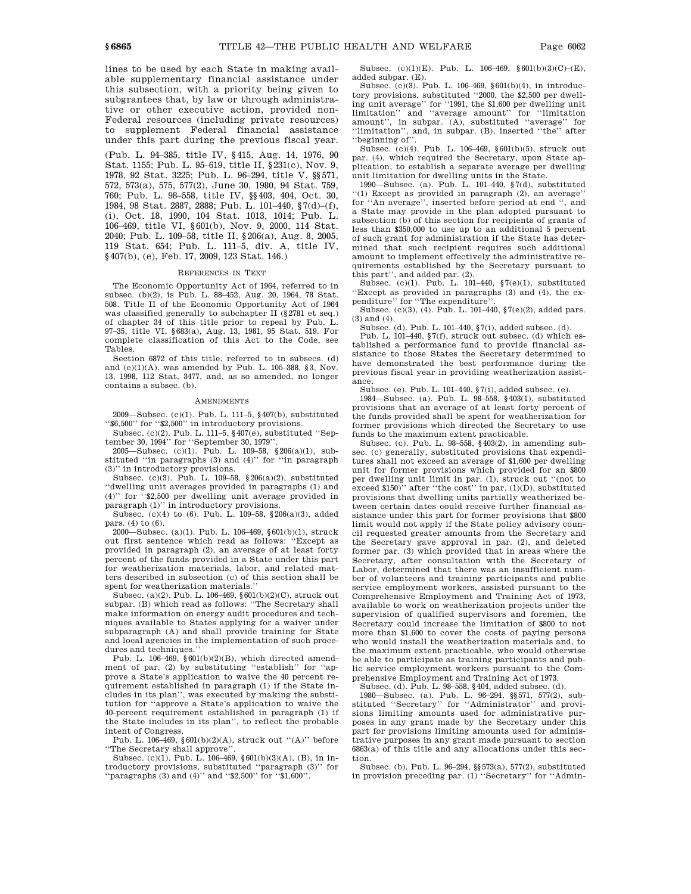lines to be used by each State in making available supplementary financial assistance under this subsection, with a priority being given to subgrantees that, by law or through administrative or other executive action, provided non-Federal resources (including private resources) to supplement Federal financial assistance under this part during the previous fiscal year.

(Pub. L. 94–385, title IV, §415, Aug. 14, 1976, 90 Stat. 1155; Pub. L. 95–619, title II, §231(c), Nov. 9, 1978, 92 Stat. 3225; Pub. L. 96–294, title V, §§571, 572, 573(a), 575, 577(2), June 30, 1980, 94 Stat. 759, 760; Pub. L. 98–558, title IV, §§403, 404, Oct. 30, 1984, 98 Stat. 2887, 2888; Pub. L. 101–440, §7(d)–(f), (i), Oct. 18, 1990, 104 Stat. 1013, 1014; Pub. L. 106–469, title VI, §601(b), Nov. 9, 2000, 114 Stat. 2040; Pub. L. 109–58, title II, §206(a), Aug. 8, 2005, 119 Stat. 654; Pub. L. 111–5, div. A, title IV, §407(b), (e), Feb. 17, 2009, 123 Stat. 146.)

### REFERENCES IN TEXT

The Economic Opportunity Act of 1964, referred to in subsec. (b)(2), is Pub. L. 88–452, Aug. 20, 1964, 78 Stat. 508. Title II of the Economic Opportunity Act of 1964 was classified generally to subchapter II (§2781 et seq.) of chapter 34 of this title prior to repeal by Pub. L. 97–35, title VI, §683(a), Aug. 13, 1981, 95 Stat. 519. For complete classification of this Act to the Code, see Tables.

Section 6872 of this title, referred to in subsecs. (d) and (e)(1)(A), was amended by Pub. L. 105–388, §3, Nov. 13, 1998, 112 Stat. 3477, and, as so amended, no longer contains a subsec. (b).

### AMENDMENTS

2009—Subsec. (c)(1). Pub. L. 111–5, §407(b), substituted "$6,500" for "$2,500" in introductory provisions.

Subsec. (c)(2). Pub. L. 111–5, §407(e), substituted "September 30, 1994" for "September 30, 1979".

2005—Subsec. (c)(1). Pub. L. 109–58, §206(a)(1), substituted "in paragraphs (3) and (4)" for "in paragraph (3)" in introductory provisions.

Subsec. (c)(3). Pub. L. 109–58, §206(a)(2), substituted "dwelling unit averages provided in paragraphs (1) and (4)" for "$2,500 per dwelling unit average provided in paragraph (1)" in introductory provisions.

Subsec. (c)(4) to (6). Pub. L. 109–58, §206(a)(3), added pars. (4) to (6).

2000—Subsec. (a)(1). Pub. L. 106–469, §601(b)(1), struck out first sentence which read as follows: "Except as provided in paragraph (2), an average of at least forty percent of the funds provided in a State under this part for weatherization materials, labor, and related matters described in subsection (c) of this section shall be spent for weatherization materials."

Subsec. (a)(2). Pub. L. 106–469, §601(b)(2)(C), struck out subpar. (B) which read as follows: "The Secretary shall make information on energy audit procedures and techniques available to States applying for a waiver under subparagraph (A) and shall provide training for State and local agencies in the implementation of such procedures and techniques."

Pub. L. 106–469, §601(b)(2)(B), which directed amendment of par. (2) by substituting "establish" for "approve a State's application to waive the 40 percent requirement established in paragraph (1) if the State includes in its plan", was executed by making the substitution for "approve a State's application to waive the 40-percent requirement established in paragraph (1) if the State includes in its plan", to reflect the probable intent of Congress.

Pub. L. 106–469, §601(b)(2)(A), struck out "(A)" before "The Secretary shall approve".

Subsec. (c)(1). Pub. L. 106–469, §601(b)(3)(A), (B), in introductory provisions, substituted "paragraph (3)" for "paragraphs (3) and (4)" and "$2,500" for "$1,600".

Subsec. (c)(1)(E). Pub. L. 106–469, §601(b)(3)(C)–(E), added subpar. (E).

Subsec. (c)(3). Pub. L. 106–469, §601(b)(4), in introductory provisions, substituted "2000, the $2,500 per dwelling unit average" for "1991, the $1,600 per dwelling unit limitation" and "average amount" for "limitation amount", in subpar. (A), substituted "average" for "limitation", and, in subpar. (B), inserted "the" after "beginning of".

Subsec. (c)(4). Pub. L. 106–469, §601(b)(5), struck out par. (4), which required the Secretary, upon State application, to establish a separate average per dwelling unit limitation for dwelling units in the State.

1990—Subsec. (a). Pub. L. 101–440, §7(d), substituted "(1) Except as provided in paragraph (2), an average" for "An average", inserted before period at end ", and a State may provide in the plan adopted pursuant to subsection (b) of this section for recipients of grants of less than $350,000 to use up to an additional 5 percent of such grant for administration if the State has determined that such recipient requires such additional amount to implement effectively the administrative requirements established by the Secretary pursuant to this part", and added par. (2).

Subsec. (c)(1). Pub. L. 101–440, §7(e)(1), substituted "Except as provided in paragraphs (3) and (4), the expenditure" for "The expenditure".

Subsec. (c)(3), (4). Pub. L. 101–440, §7(e)(2), added pars. (3) and (4).

Subsec. (d). Pub. L. 101–440, §7(i), added subsec. (d).

Pub. L. 101–440, §7(f), struck out subsec. (d) which established a performance fund to provide financial assistance to those States the Secretary determined to have demonstrated the best performance during the previous fiscal year in providing weatherization assistance.

Subsec. (e). Pub. L. 101–440, §7(i), added subsec. (e).

1984—Subsec. (a). Pub. L. 98–558, §403(1), substituted provisions that an average of at least forty percent of the funds provided shall be spent for weatherization for former provisions which directed the Secretary to use funds to the maximum extent practicable.

Subsec. (c). Pub. L. 98–558, §403(2), in amending subsec. (c) generally, substituted provisions that expenditures shall not exceed an average of $1,600 per dwelling unit for former provisions which provided for an $800 per dwelling unit limit in par. (1), struck out "(not to exceed $150)" after "the cost" in par. (1)(D), substituted provisions that dwelling units partially weatherized between certain dates could receive further financial assistance under this part for former provisions that $800 limit would not apply if the State policy advisory council requested greater amounts from the Secretary and the Secretary gave approval in par. (2), and deleted former par. (3) which provided that in areas where the Secretary, after consultation with the Secretary of Labor, determined that there was an insufficient number of volunteers and training participants and public service employment workers, assisted pursuant to the Comprehensive Employment and Training Act of 1973, available to work on weatherization projects under the supervision of qualified supervisors and foremen, the Secretary could increase the limitation of $800 to not more than $1,600 to cover the costs of paying persons who would install the weatherization materials and, to the maximum extent practicable, who would otherwise be able to participate as training participants and public service employment workers pursuant to the Comprehensive Employment and Training Act of 1973.

Subsec. (d). Pub. L. 98–558, §404, added subsec. (d).

1980—Subsec. (a). Pub. L. 96–294, §§571, 577(2), substituted "Secretary" for "Administrator" and provisions limiting amounts used for administrative purposes in any grant made by the Secretary under this part for provisions limiting amounts used for administrative purposes in any grant made pursuant to section 6863(a) of this title and any allocations under this section.

Subsec. (b). Pub. L. 96–294, §§573(a), 577(2), substituted in provision preceding par. (1) "Secretary" for "Admin-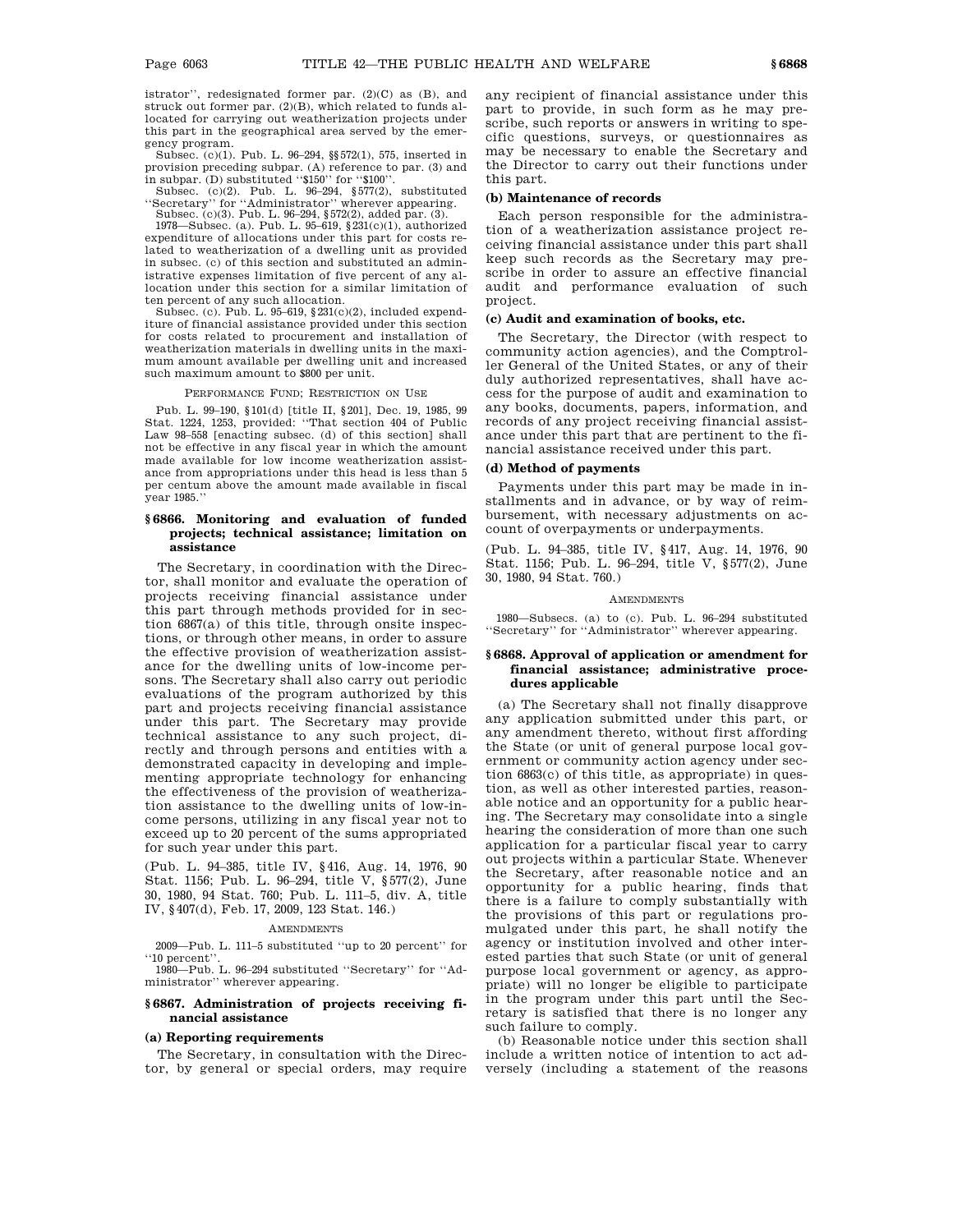istrator'', redesignated former par. (2)(C) as (B), and struck out former par. (2)(B), which related to funds allocated for carrying out weatherization projects under this part in the geographical area served by the emergency program.

Subsec. (c)(1). Pub. L. 96–294, §§572(1), 575, inserted in provision preceding subpar. (A) reference to par. (3) and in subpar. (D) substituted ''$150'' for ''$100''.

Subsec. (c)(2). Pub. L. 96–294, §577(2), substituted ''Secretary'' for ''Administrator'' wherever appearing.

Subsec. (c)(3). Pub. L. 96–294, §572(2), added par. (3).

1978—Subsec. (a). Pub. L. 95–619, §231(c)(1), authorized expenditure of allocations under this part for costs related to weatherization of a dwelling unit as provided in subsec. (c) of this section and substituted an administrative expenses limitation of five percent of any allocation under this section for a similar limitation of ten percent of any such allocation.

Subsec. (c). Pub. L. 95–619, §231(c)(2), included expenditure of financial assistance provided under this section for costs related to procurement and installation of weatherization materials in dwelling units in the maximum amount available per dwelling unit and increased such maximum amount to $800 per unit.

PERFORMANCE FUND; RESTRICTION ON USE

Pub. L. 99–190, §101(d) [title II, §201], Dec. 19, 1985, 99 Stat. 1224, 1253, provided: ''That section 404 of Public Law 98–558 [enacting subsec. (d) of this section] shall not be effective in any fiscal year in which the amount made available for low income weatherization assistance from appropriations under this head is less than 5 per centum above the amount made available in fiscal year 1985.''

### § 6866. Monitoring and evaluation of funded projects; technical assistance; limitation on assistance

The Secretary, in coordination with the Director, shall monitor and evaluate the operation of projects receiving financial assistance under this part through methods provided for in section 6867(a) of this title, through onsite inspections, or through other means, in order to assure the effective provision of weatherization assistance for the dwelling units of low-income persons. The Secretary shall also carry out periodic evaluations of the program authorized by this part and projects receiving financial assistance under this part. The Secretary may provide technical assistance to any such project, directly and through persons and entities with a demonstrated capacity in developing and implementing appropriate technology for enhancing the effectiveness of the provision of weatherization assistance to the dwelling units of low-income persons, utilizing in any fiscal year not to exceed up to 20 percent of the sums appropriated for such year under this part.

(Pub. L. 94–385, title IV, §416, Aug. 14, 1976, 90 Stat. 1156; Pub. L. 96–294, title V, §577(2), June 30, 1980, 94 Stat. 760; Pub. L. 111–5, div. A, title IV, §407(d), Feb. 17, 2009, 123 Stat. 146.)

AMENDMENTS

2009—Pub. L. 111–5 substituted ''up to 20 percent'' for ''10 percent''.

1980—Pub. L. 96–294 substituted ''Secretary'' for ''Administrator'' wherever appearing.

### § 6867. Administration of projects receiving financial assistance

#### (a) Reporting requirements

The Secretary, in consultation with the Director, by general or special orders, may require any recipient of financial assistance under this part to provide, in such form as he may prescribe, such reports or answers in writing to specific questions, surveys, or questionnaires as may be necessary to enable the Secretary and the Director to carry out their functions under this part.

#### (b) Maintenance of records

Each person responsible for the administration of a weatherization assistance project receiving financial assistance under this part shall keep such records as the Secretary may prescribe in order to assure an effective financial audit and performance evaluation of such project.

#### (c) Audit and examination of books, etc.

The Secretary, the Director (with respect to community action agencies), and the Comptroller General of the United States, or any of their duly authorized representatives, shall have access for the purpose of audit and examination to any books, documents, papers, information, and records of any project receiving financial assistance under this part that are pertinent to the financial assistance received under this part.

#### (d) Method of payments

Payments under this part may be made in installments and in advance, or by way of reimbursement, with necessary adjustments on account of overpayments or underpayments.

(Pub. L. 94–385, title IV, §417, Aug. 14, 1976, 90 Stat. 1156; Pub. L. 96–294, title V, §577(2), June 30, 1980, 94 Stat. 760.)

AMENDMENTS

1980—Subsecs. (a) to (c). Pub. L. 96–294 substituted ''Secretary'' for ''Administrator'' wherever appearing.

### § 6868. Approval of application or amendment for financial assistance; administrative procedures applicable

(a) The Secretary shall not finally disapprove any application submitted under this part, or any amendment thereto, without first affording the State (or unit of general purpose local government or community action agency under section 6863(c) of this title, as appropriate) in question, as well as other interested parties, reasonable notice and an opportunity for a public hearing. The Secretary may consolidate into a single hearing the consideration of more than one such application for a particular fiscal year to carry out projects within a particular State. Whenever the Secretary, after reasonable notice and an opportunity for a public hearing, finds that there is a failure to comply substantially with the provisions of this part or regulations promulgated under this part, he shall notify the agency or institution involved and other interested parties that such State (or unit of general purpose local government or agency, as appropriate) will no longer be eligible to participate in the program under this part until the Secretary is satisfied that there is no longer any such failure to comply.

(b) Reasonable notice under this section shall include a written notice of intention to act adversely (including a statement of the reasons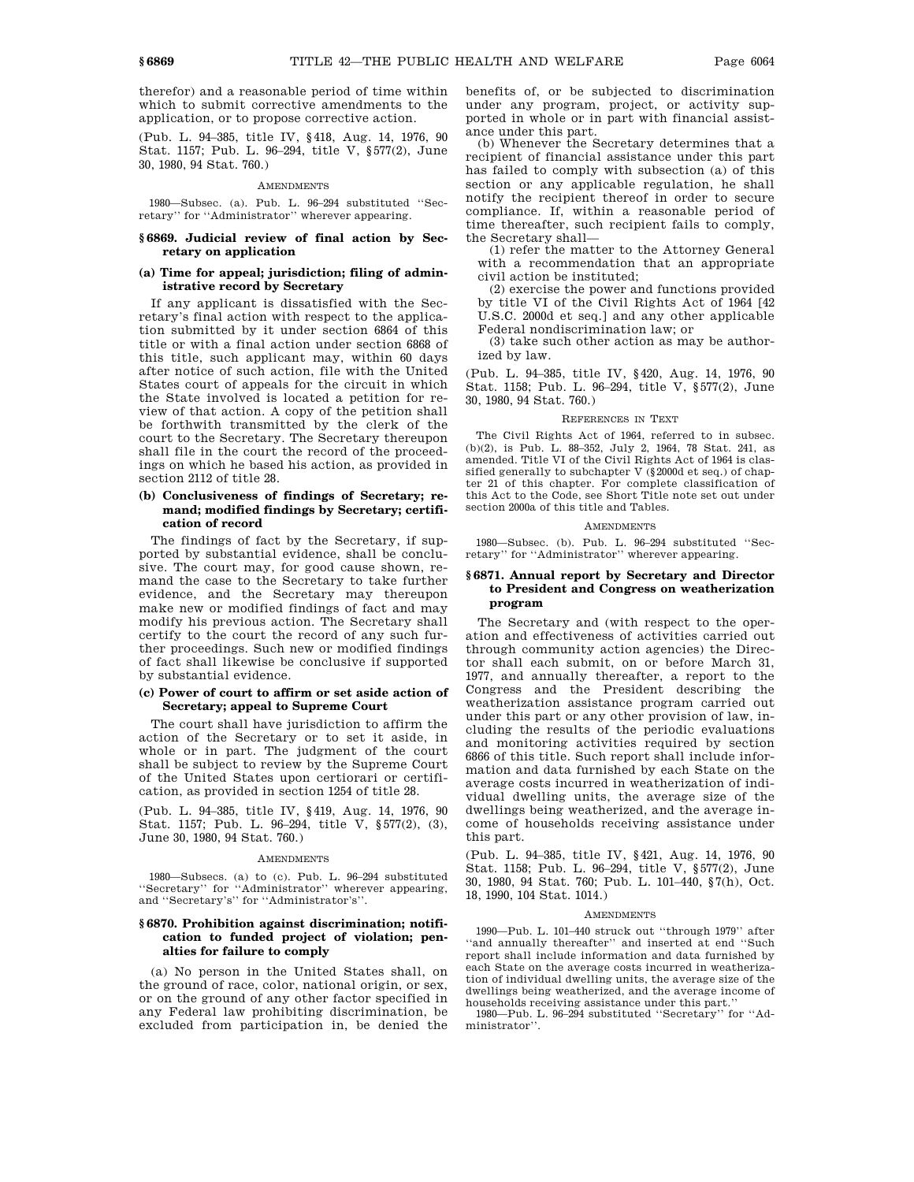therefor) and a reasonable period of time within which to submit corrective amendments to the application, or to propose corrective action.

(Pub. L. 94–385, title IV, §418, Aug. 14, 1976, 90 Stat. 1157; Pub. L. 96–294, title V, §577(2), June 30, 1980, 94 Stat. 760.)

AMENDMENTS

1980—Subsec. (a). Pub. L. 96–294 substituted "Secretary" for "Administrator" wherever appearing.

### §6869. Judicial review of final action by Secretary on application

#### (a) Time for appeal; jurisdiction; filing of administrative record by Secretary

If any applicant is dissatisfied with the Secretary's final action with respect to the application submitted by it under section 6864 of this title or with a final action under section 6868 of this title, such applicant may, within 60 days after notice of such action, file with the United States court of appeals for the circuit in which the State involved is located a petition for review of that action. A copy of the petition shall be forthwith transmitted by the clerk of the court to the Secretary. The Secretary thereupon shall file in the court the record of the proceedings on which he based his action, as provided in section 2112 of title 28.

#### (b) Conclusiveness of findings of Secretary; remand; modified findings by Secretary; certification of record

The findings of fact by the Secretary, if supported by substantial evidence, shall be conclusive. The court may, for good cause shown, remand the case to the Secretary to take further evidence, and the Secretary may thereupon make new or modified findings of fact and may modify his previous action. The Secretary shall certify to the court the record of any such further proceedings. Such new or modified findings of fact shall likewise be conclusive if supported by substantial evidence.

#### (c) Power of court to affirm or set aside action of Secretary; appeal to Supreme Court

The court shall have jurisdiction to affirm the action of the Secretary or to set it aside, in whole or in part. The judgment of the court shall be subject to review by the Supreme Court of the United States upon certiorari or certification, as provided in section 1254 of title 28.

(Pub. L. 94–385, title IV, §419, Aug. 14, 1976, 90 Stat. 1157; Pub. L. 96–294, title V, §577(2), (3), June 30, 1980, 94 Stat. 760.)

AMENDMENTS

1980—Subsecs. (a) to (c). Pub. L. 96–294 substituted "Secretary" for "Administrator" wherever appearing, and "Secretary's" for "Administrator's".

### §6870. Prohibition against discrimination; notification to funded project of violation; penalties for failure to comply

(a) No person in the United States shall, on the ground of race, color, national origin, or sex, or on the ground of any other factor specified in any Federal law prohibiting discrimination, be excluded from participation in, be denied the benefits of, or be subjected to discrimination under any program, project, or activity supported in whole or in part with financial assistance under this part.

(b) Whenever the Secretary determines that a recipient of financial assistance under this part has failed to comply with subsection (a) of this section or any applicable regulation, he shall notify the recipient thereof in order to secure compliance. If, within a reasonable period of time thereafter, such recipient fails to comply, the Secretary shall—

(1) refer the matter to the Attorney General with a recommendation that an appropriate civil action be instituted;

(2) exercise the power and functions provided by title VI of the Civil Rights Act of 1964 [42 U.S.C. 2000d et seq.] and any other applicable Federal nondiscrimination law; or

(3) take such other action as may be authorized by law.

(Pub. L. 94–385, title IV, §420, Aug. 14, 1976, 90 Stat. 1158; Pub. L. 96–294, title V, §577(2), June 30, 1980, 94 Stat. 760.)

REFERENCES IN TEXT

The Civil Rights Act of 1964, referred to in subsec. (b)(2), is Pub. L. 88–352, July 2, 1964, 78 Stat. 241, as amended. Title VI of the Civil Rights Act of 1964 is classified generally to subchapter V (§2000d et seq.) of chapter 21 of this chapter. For complete classification of this Act to the Code, see Short Title note set out under section 2000a of this title and Tables.

AMENDMENTS

1980—Subsec. (b). Pub. L. 96–294 substituted "Secretary" for "Administrator" wherever appearing.

### §6871. Annual report by Secretary and Director to President and Congress on weatherization program

The Secretary and (with respect to the operation and effectiveness of activities carried out through community action agencies) the Director shall each submit, on or before March 31, 1977, and annually thereafter, a report to the Congress and the President describing the weatherization assistance program carried out under this part or any other provision of law, including the results of the periodic evaluations and monitoring activities required by section 6866 of this title. Such report shall include information and data furnished by each State on the average costs incurred in weatherization of individual dwelling units, the average size of the dwellings being weatherized, and the average income of households receiving assistance under this part.

(Pub. L. 94–385, title IV, §421, Aug. 14, 1976, 90 Stat. 1158; Pub. L. 96–294, title V, §577(2), June 30, 1980, 94 Stat. 760; Pub. L. 101–440, §7(h), Oct. 18, 1990, 104 Stat. 1014.)

AMENDMENTS

1990—Pub. L. 101–440 struck out "through 1979" after "and annually thereafter" and inserted at end "Such report shall include information and data furnished by each State on the average costs incurred in weatherization of individual dwelling units, the average size of the dwellings being weatherized, and the average income of households receiving assistance under this part."

1980—Pub. L. 96–294 substituted "Secretary" for "Administrator".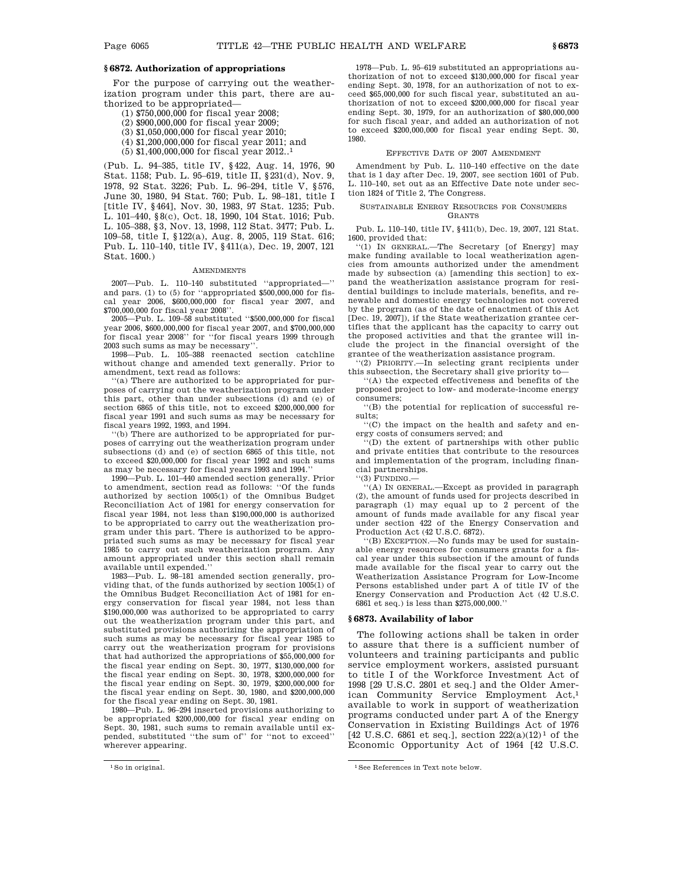## § 6872. Authorization of appropriations

For the purpose of carrying out the weatherization program under this part, there are authorized to be appropriated—

(1) $750,000,000 for fiscal year 2008;

(2) $900,000,000 for fiscal year 2009;

(3) $1,050,000,000 for fiscal year 2010;

(4) $1,200,000,000 for fiscal year 2011; and

(5) $1,400,000,000 for fiscal year 2012..[1]

(Pub. L. 94–385, title IV, § 422, Aug. 14, 1976, 90 Stat. 1158; Pub. L. 95–619, title II, § 231(d), Nov. 9, 1978, 92 Stat. 3226; Pub. L. 96–294, title V, § 576, June 30, 1980, 94 Stat. 760; Pub. L. 98–181, title I [title IV, § 464], Nov. 30, 1983, 97 Stat. 1235; Pub. L. 101–440, § 8(c), Oct. 18, 1990, 104 Stat. 1016; Pub. L. 105–388, § 3, Nov. 13, 1998, 112 Stat. 3477; Pub. L. 109–58, title I, § 122(a), Aug. 8, 2005, 119 Stat. 616; Pub. L. 110–140, title IV, § 411(a), Dec. 19, 2007, 121 Stat. 1600.)

### AMENDMENTS

2007—Pub. L. 110–140 substituted "appropriated—" and pars. (1) to (5) for "appropriated $500,000,000 for fiscal year 2006, $600,000,000 for fiscal year 2007, and $700,000,000 for fiscal year 2008".

2005—Pub. L. 109–58 substituted "$500,000,000 for fiscal year 2006, $600,000,000 for fiscal year 2007, and $700,000,000 for fiscal year 2008" for "for fiscal years 1999 through 2003 such sums as may be necessary".

1998—Pub. L. 105–388 reenacted section catchline without change and amended text generally. Prior to amendment, text read as follows:

"(a) There are authorized to be appropriated for purposes of carrying out the weatherization program under this part, other than under subsections (d) and (e) of section 6865 of this title, not to exceed $200,000,000 for fiscal year 1991 and such sums as may be necessary for fiscal years 1992, 1993, and 1994.

"(b) There are authorized to be appropriated for purposes of carrying out the weatherization program under subsections (d) and (e) of section 6865 of this title, not to exceed $20,000,000 for fiscal year 1992 and such sums as may be necessary for fiscal years 1993 and 1994."

1990—Pub. L. 101–440 amended section generally. Prior to amendment, section read as follows: "Of the funds authorized by section 1005(1) of the Omnibus Budget Reconciliation Act of 1981 for energy conservation for fiscal year 1984, not less than $190,000,000 is authorized to be appropriated to carry out the weatherization program under this part. There is authorized to be appropriated such sums as may be necessary for fiscal year 1985 to carry out such weatherization program. Any amount appropriated under this section shall remain available until expended."

1983—Pub. L. 98–181 amended section generally, providing that, of the funds authorized by section 1005(1) of the Omnibus Budget Reconciliation Act of 1981 for energy conservation for fiscal year 1984, not less than $190,000,000 was authorized to be appropriated to carry out the weatherization program under this part, and substituted provisions authorizing the appropriation of such sums as may be necessary for fiscal year 1985 to carry out the weatherization program for provisions that had authorized the appropriations of $55,000,000 for the fiscal year ending on Sept. 30, 1977, $130,000,000 for the fiscal year ending on Sept. 30, 1978, $200,000,000 for the fiscal year ending on Sept. 30, 1979, $200,000,000 for the fiscal year ending on Sept. 30, 1980, and $200,000,000 for the fiscal year ending on Sept. 30, 1981.

1980—Pub. L. 96–294 inserted provisions authorizing to be appropriated $200,000,000 for fiscal year ending on Sept. 30, 1981, such sums to remain available until expended, substituted "the sum of" for "not to exceed" wherever appearing.

1978—Pub. L. 95–619 substituted an appropriations authorization of not to exceed $130,000,000 for fiscal year ending Sept. 30, 1978, for an authorization of not to exceed $65,000,000 for such fiscal year, substituted an authorization of not to exceed $200,000,000 for fiscal year ending Sept. 30, 1979, for an authorization of $80,000,000 for such fiscal year, and added an authorization of not to exceed $200,000,000 for fiscal year ending Sept. 30, 1980.

### EFFECTIVE DATE OF 2007 AMENDMENT

Amendment by Pub. L. 110–140 effective on the date that is 1 day after Dec. 19, 2007, see section 1601 of Pub. L. 110–140, set out as an Effective Date note under section 1824 of Title 2, The Congress.

### SUSTAINABLE ENERGY RESOURCES FOR CONSUMERS GRANTS

Pub. L. 110–140, title IV, § 411(b), Dec. 19, 2007, 121 Stat. 1600, provided that:

"(1) IN GENERAL.—The Secretary [of Energy] may make funding available to local weatherization agencies from amounts authorized under the amendment made by subsection (a) [amending this section] to expand the weatherization assistance program for residential buildings to include materials, benefits, and renewable and domestic energy technologies not covered by the program (as of the date of enactment of this Act [Dec. 19, 2007]), if the State weatherization grantee certifies that the applicant has the capacity to carry out the proposed activities and that the grantee will include the project in the financial oversight of the grantee of the weatherization assistance program.

"(2) PRIORITY.—In selecting grant recipients under this subsection, the Secretary shall give priority to—

"(A) the expected effectiveness and benefits of the proposed project to low- and moderate-income energy consumers;

"(B) the potential for replication of successful results;

"(C) the impact on the health and safety and energy costs of consumers served; and

"(D) the extent of partnerships with other public and private entities that contribute to the resources and implementation of the program, including financial partnerships.

"(3) FUNDING.—

"(A) IN GENERAL.—Except as provided in paragraph (2), the amount of funds used for projects described in paragraph (1) may equal up to 2 percent of the amount of funds made available for any fiscal year under section 422 of the Energy Conservation and Production Act (42 U.S.C. 6872).

"(B) EXCEPTION.—No funds may be used for sustainable energy resources for consumers grants for a fiscal year under this subsection if the amount of funds made available for the fiscal year to carry out the Weatherization Assistance Program for Low-Income Persons established under part A of title IV of the Energy Conservation and Production Act (42 U.S.C. 6861 et seq.) is less than $275,000,000."

## § 6873. Availability of labor

The following actions shall be taken in order to assure that there is a sufficient number of volunteers and training participants and public service employment workers, assisted pursuant to title I of the Workforce Investment Act of 1998 [29 U.S.C. 2801 et seq.] and the Older American Community Service Employment Act,[1] available to work in support of weatherization programs conducted under part A of the Energy Conservation in Existing Buildings Act of 1976 [42 U.S.C. 6861 et seq.], section 222(a)(12)[1] of the Economic Opportunity Act of 1964 [42 U.S.C.

---

[1] So in original.

[1] See References in Text note below.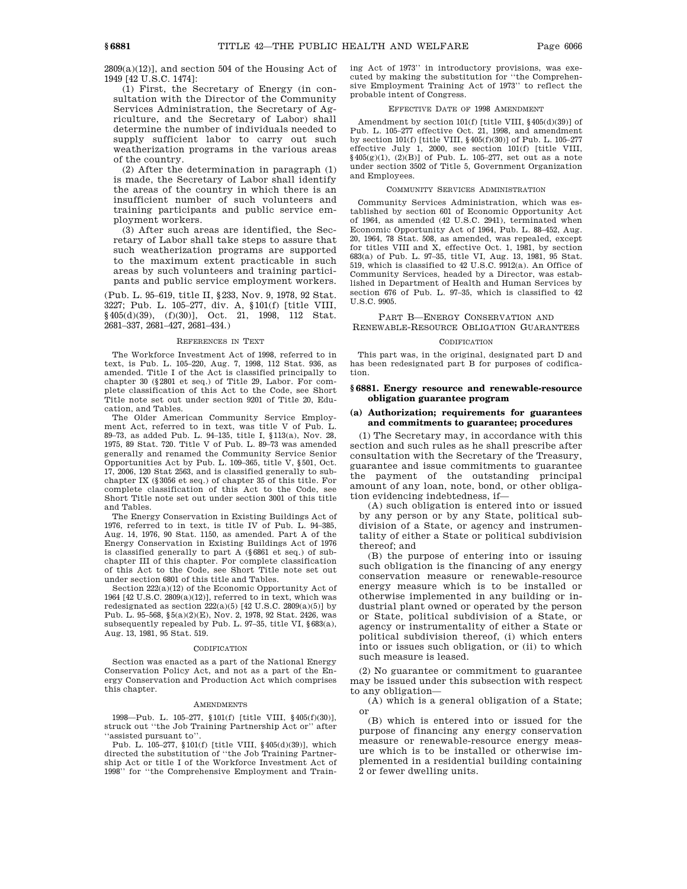2809(a)(12)], and section 504 of the Housing Act of 1949 [42 U.S.C. 1474]:

(1) First, the Secretary of Energy (in consultation with the Director of the Community Services Administration, the Secretary of Agriculture, and the Secretary of Labor) shall determine the number of individuals needed to supply sufficient labor to carry out such weatherization programs in the various areas of the country.

(2) After the determination in paragraph (1) is made, the Secretary of Labor shall identify the areas of the country in which there is an insufficient number of such volunteers and training participants and public service employment workers.

(3) After such areas are identified, the Secretary of Labor shall take steps to assure that such weatherization programs are supported to the maximum extent practicable in such areas by such volunteers and training participants and public service employment workers.

(Pub. L. 95–619, title II, §233, Nov. 9, 1978, 92 Stat. 3227; Pub. L. 105–277, div. A, §101(f) [title VIII, §405(d)(39), (f)(30)], Oct. 21, 1998, 112 Stat. 2681–337, 2681–427, 2681–434.)

REFERENCES IN TEXT

The Workforce Investment Act of 1998, referred to in text, is Pub. L. 105–220, Aug. 7, 1998, 112 Stat. 936, as amended. Title I of the Act is classified principally to chapter 30 (§2801 et seq.) of Title 29, Labor. For complete classification of this Act to the Code, see Short Title note set out under section 9201 of Title 20, Education, and Tables.

The Older American Community Service Employment Act, referred to in text, was title V of Pub. L. 89–73, as added Pub. L. 94–135, title I, §113(a), Nov. 28, 1975, 89 Stat. 720. Title V of Pub. L. 89–73 was amended generally and renamed the Community Service Senior Opportunities Act by Pub. L. 109–365, title V, §501, Oct. 17, 2006, 120 Stat 2563, and is classified generally to subchapter IX (§3056 et seq.) of chapter 35 of this title. For complete classification of this Act to the Code, see Short Title note set out under section 3001 of this title and Tables.

The Energy Conservation in Existing Buildings Act of 1976, referred to in text, is title IV of Pub. L. 94–385, Aug. 14, 1976, 90 Stat. 1150, as amended. Part A of the Energy Conservation in Existing Buildings Act of 1976 is classified generally to part A (§6861 et seq.) of subchapter III of this chapter. For complete classification of this Act to the Code, see Short Title note set out under section 6801 of this title and Tables.

Section 222(a)(12) of the Economic Opportunity Act of 1964 [42 U.S.C. 2809(a)(12)], referred to in text, which was redesignated as section 222(a)(5) [42 U.S.C. 2809(a)(5)] by Pub. L. 95–568, §5(a)(2)(E), Nov. 2, 1978, 92 Stat. 2426, was subsequently repealed by Pub. L. 97–35, title VI, §683(a), Aug. 13, 1981, 95 Stat. 519.

CODIFICATION

Section was enacted as a part of the National Energy Conservation Policy Act, and not as a part of the Energy Conservation and Production Act which comprises this chapter.

AMENDMENTS

1998—Pub. L. 105–277, §101(f) [title VIII, §405(f)(30)], struck out "the Job Training Partnership Act or" after "assisted pursuant to".

Pub. L. 105–277, §101(f) [title VIII, §405(d)(39)], which directed the substitution of "the Job Training Partnership Act or title I of the Workforce Investment Act of 1998" for "the Comprehensive Employment and Training Act of 1973" in introductory provisions, was executed by making the substitution for "the Comprehensive Employment Training Act of 1973" to reflect the probable intent of Congress.

EFFECTIVE DATE OF 1998 AMENDMENT

Amendment by section 101(f) [title VIII, §405(d)(39)] of Pub. L. 105–277 effective Oct. 21, 1998, and amendment by section 101(f) [title VIII, §405(f)(30)] of Pub. L. 105–277 effective July 1, 2000, see section 101(f) [title VIII, §405(g)(1), (2)(B)] of Pub. L. 105–277, set out as a note under section 3502 of Title 5, Government Organization and Employees.

COMMUNITY SERVICES ADMINISTRATION

Community Services Administration, which was established by section 601 of Economic Opportunity Act of 1964, as amended (42 U.S.C. 2941), terminated when Economic Opportunity Act of 1964, Pub. L. 88–452, Aug. 20, 1964, 78 Stat. 508, as amended, was repealed, except for titles VIII and X, effective Oct. 1, 1981, by section 683(a) of Pub. L. 97–35, title VI, Aug. 13, 1981, 95 Stat. 519, which is classified to 42 U.S.C. 9912(a). An Office of Community Services, headed by a Director, was established in Department of Health and Human Services by section 676 of Pub. L. 97–35, which is classified to 42 U.S.C. 9905.

## PART B—ENERGY CONSERVATION AND RENEWABLE-RESOURCE OBLIGATION GUARANTEES

CODIFICATION

This part was, in the original, designated part D and has been redesignated part B for purposes of codification.

### §6881. Energy resource and renewable-resource obligation guarantee program

#### (a) Authorization; requirements for guarantees and commitments to guarantee; procedures

(1) The Secretary may, in accordance with this section and such rules as he shall prescribe after consultation with the Secretary of the Treasury, guarantee and issue commitments to guarantee the payment of the outstanding principal amount of any loan, note, bond, or other obligation evidencing indebtedness, if—

(A) such obligation is entered into or issued by any person or by any State, political subdivision of a State, or agency and instrumentality of either a State or political subdivision thereof; and

(B) the purpose of entering into or issuing such obligation is the financing of any energy conservation measure or renewable-resource energy measure which is to be installed or otherwise implemented in any building or industrial plant owned or operated by the person or State, political subdivision of a State, or agency or instrumentality of either a State or political subdivision thereof, (i) which enters into or issues such obligation, or (ii) to which such measure is leased.

(2) No guarantee or commitment to guarantee may be issued under this subsection with respect to any obligation—

(A) which is a general obligation of a State; or

(B) which is entered into or issued for the purpose of financing any energy conservation measure or renewable-resource energy measure which is to be installed or otherwise implemented in a residential building containing 2 or fewer dwelling units.